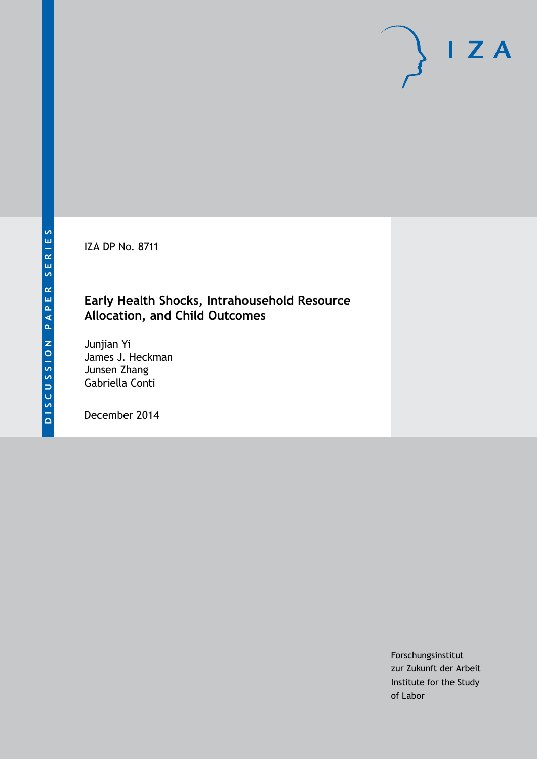DISCUSSION PAPER SERIES

IZA DP No. 8711

# Early Health Shocks, Intrahousehold Resource Allocation, and Child Outcomes

Junjian Yi
James J. Heckman
Junsen Zhang
Gabriella Conti

December 2014

Forschungsinstitut
zur Zukunft der Arbeit
Institute for the Study
of Labor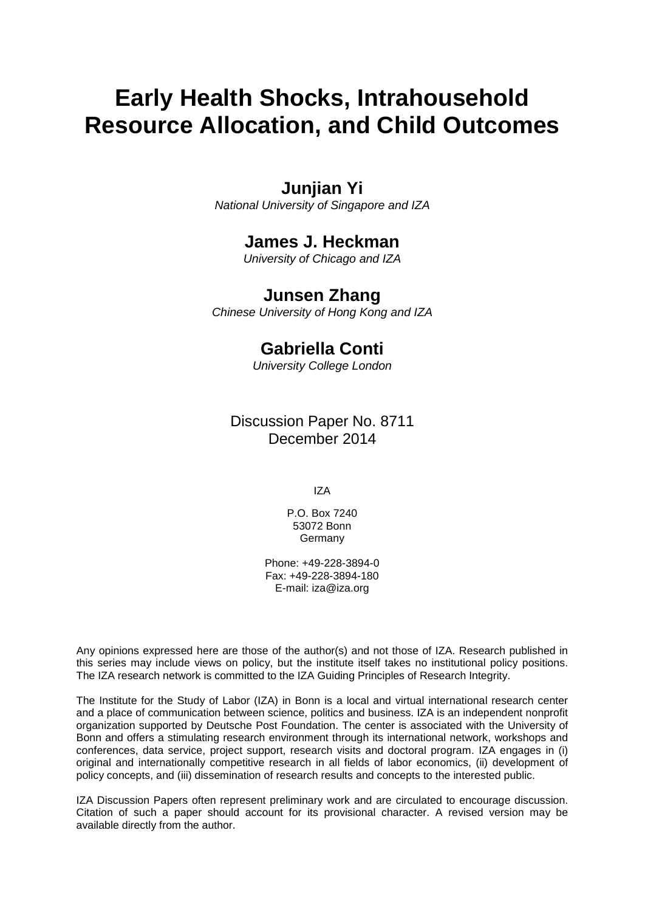# Early Health Shocks, Intrahousehold Resource Allocation, and Child Outcomes

**Junjian Yi**
*National University of Singapore and IZA*

**James J. Heckman**
*University of Chicago and IZA*

**Junsen Zhang**
*Chinese University of Hong Kong and IZA*

**Gabriella Conti**
*University College London*

Discussion Paper No. 8711
December 2014

IZA

P.O. Box 7240
53072 Bonn
Germany

Phone: +49-228-3894-0
Fax: +49-228-3894-180
E-mail: iza@iza.org

Any opinions expressed here are those of the author(s) and not those of IZA. Research published in this series may include views on policy, but the institute itself takes no institutional policy positions. The IZA research network is committed to the IZA Guiding Principles of Research Integrity.

The Institute for the Study of Labor (IZA) in Bonn is a local and virtual international research center and a place of communication between science, politics and business. IZA is an independent nonprofit organization supported by Deutsche Post Foundation. The center is associated with the University of Bonn and offers a stimulating research environment through its international network, workshops and conferences, data service, project support, research visits and doctoral program. IZA engages in (i) original and internationally competitive research in all fields of labor economics, (ii) development of policy concepts, and (iii) dissemination of research results and concepts to the interested public.

IZA Discussion Papers often represent preliminary work and are circulated to encourage discussion. Citation of such a paper should account for its provisional character. A revised version may be available directly from the author.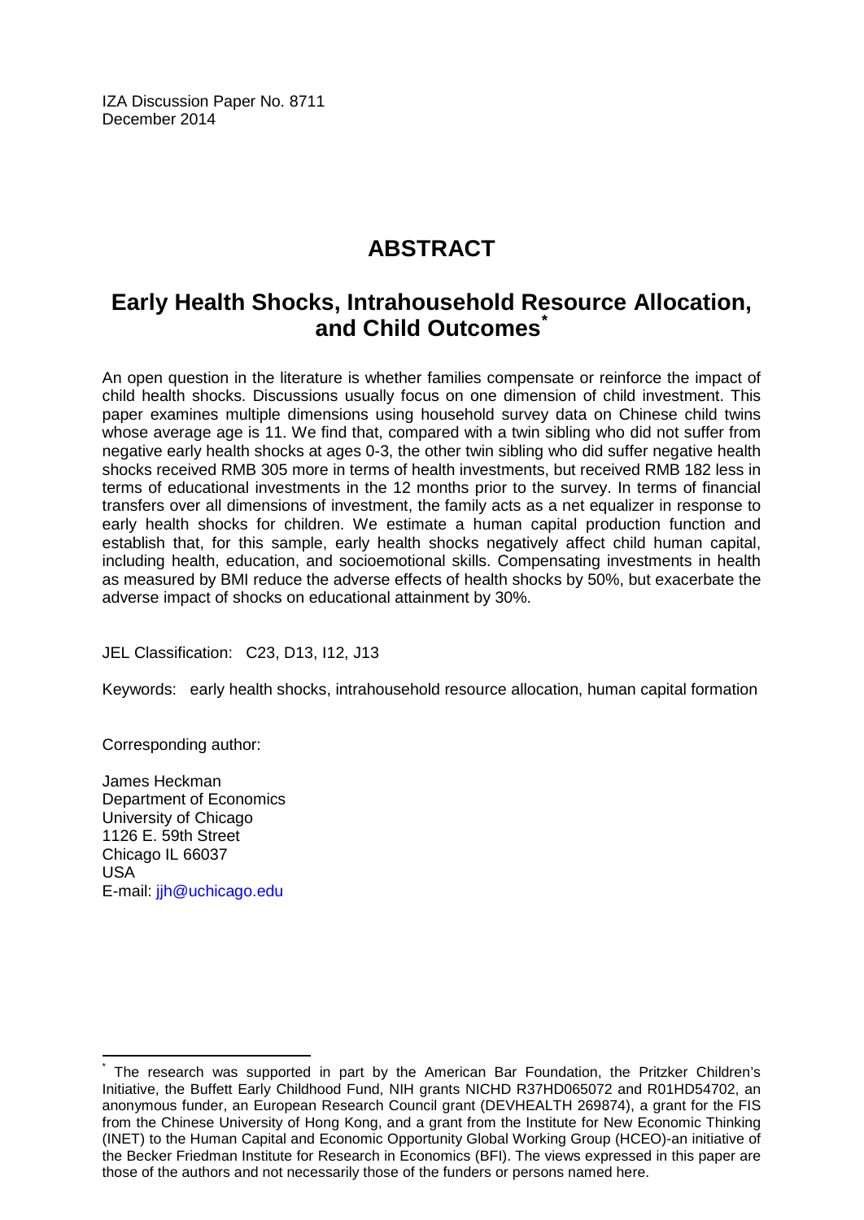IZA Discussion Paper No. 8711
December 2014

# ABSTRACT

## Early Health Shocks, Intrahousehold Resource Allocation, and Child Outcomes*

An open question in the literature is whether families compensate or reinforce the impact of child health shocks. Discussions usually focus on one dimension of child investment. This paper examines multiple dimensions using household survey data on Chinese child twins whose average age is 11. We find that, compared with a twin sibling who did not suffer from negative early health shocks at ages 0-3, the other twin sibling who did suffer negative health shocks received RMB 305 more in terms of health investments, but received RMB 182 less in terms of educational investments in the 12 months prior to the survey. In terms of financial transfers over all dimensions of investment, the family acts as a net equalizer in response to early health shocks for children. We estimate a human capital production function and establish that, for this sample, early health shocks negatively affect child human capital, including health, education, and socioemotional skills. Compensating investments in health as measured by BMI reduce the adverse effects of health shocks by 50%, but exacerbate the adverse impact of shocks on educational attainment by 30%.

JEL Classification: C23, D13, I12, J13

Keywords: early health shocks, intrahousehold resource allocation, human capital formation

Corresponding author:

James Heckman
Department of Economics
University of Chicago
1126 E. 59th Street
Chicago IL 66037
USA
E-mail: jjh@uchicago.edu

---

* The research was supported in part by the American Bar Foundation, the Pritzker Children's Initiative, the Buffett Early Childhood Fund, NIH grants NICHD R37HD065072 and R01HD54702, an anonymous funder, an European Research Council grant (DEVHEALTH 269874), a grant for the FIS from the Chinese University of Hong Kong, and a grant from the Institute for New Economic Thinking (INET) to the Human Capital and Economic Opportunity Global Working Group (HCEO)-an initiative of the Becker Friedman Institute for Research in Economics (BFI). The views expressed in this paper are those of the authors and not necessarily those of the funders or persons named here.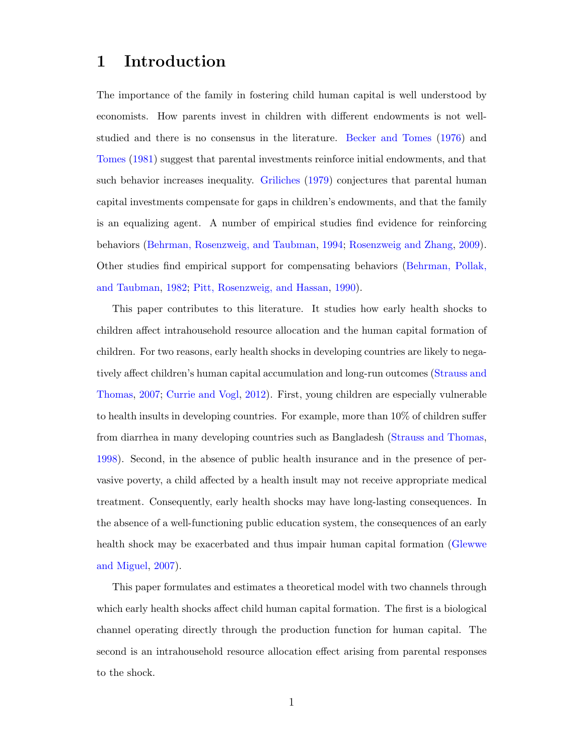# 1 Introduction

The importance of the family in fostering child human capital is well understood by economists. How parents invest in children with different endowments is not well-studied and there is no consensus in the literature. Becker and Tomes (1976) and Tomes (1981) suggest that parental investments reinforce initial endowments, and that such behavior increases inequality. Griliches (1979) conjectures that parental human capital investments compensate for gaps in children's endowments, and that the family is an equalizing agent. A number of empirical studies find evidence for reinforcing behaviors (Behrman, Rosenzweig, and Taubman, 1994; Rosenzweig and Zhang, 2009). Other studies find empirical support for compensating behaviors (Behrman, Pollak, and Taubman, 1982; Pitt, Rosenzweig, and Hassan, 1990).

This paper contributes to this literature. It studies how early health shocks to children affect intrahousehold resource allocation and the human capital formation of children. For two reasons, early health shocks in developing countries are likely to negatively affect children's human capital accumulation and long-run outcomes (Strauss and Thomas, 2007; Currie and Vogl, 2012). First, young children are especially vulnerable to health insults in developing countries. For example, more than 10% of children suffer from diarrhea in many developing countries such as Bangladesh (Strauss and Thomas, 1998). Second, in the absence of public health insurance and in the presence of pervasive poverty, a child affected by a health insult may not receive appropriate medical treatment. Consequently, early health shocks may have long-lasting consequences. In the absence of a well-functioning public education system, the consequences of an early health shock may be exacerbated and thus impair human capital formation (Glewwe and Miguel, 2007).

This paper formulates and estimates a theoretical model with two channels through which early health shocks affect child human capital formation. The first is a biological channel operating directly through the production function for human capital. The second is an intrahousehold resource allocation effect arising from parental responses to the shock.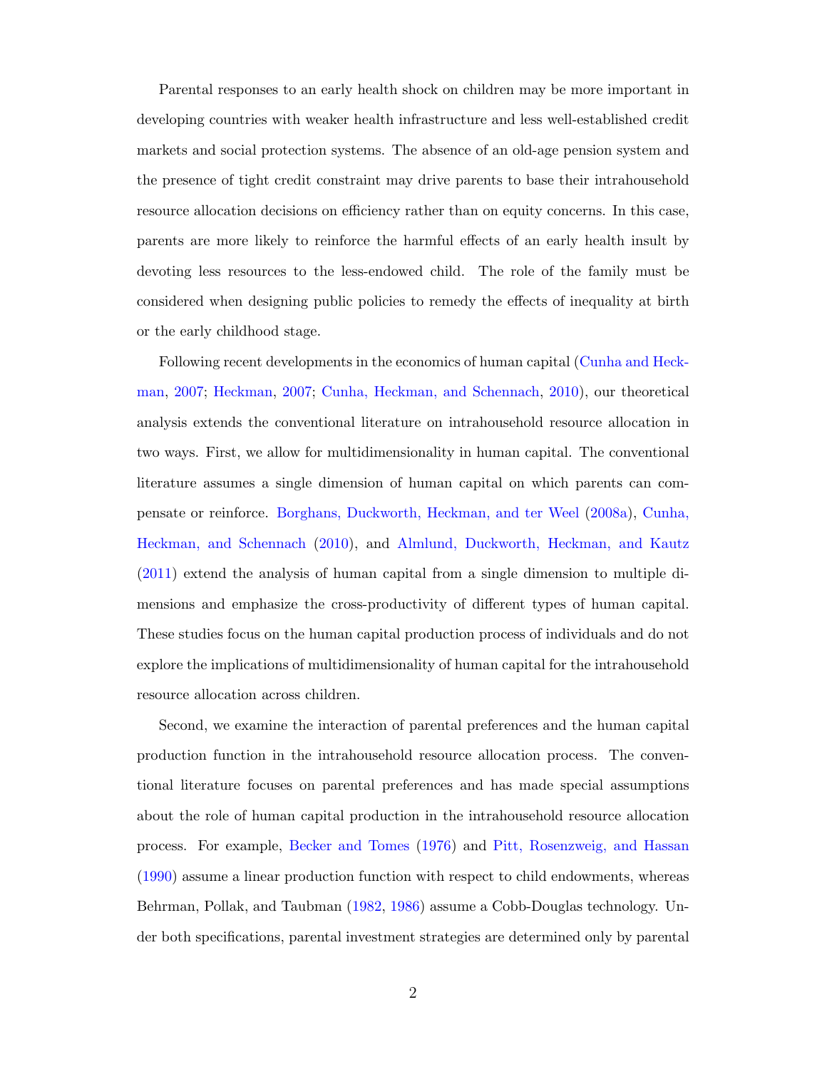Parental responses to an early health shock on children may be more important in developing countries with weaker health infrastructure and less well-established credit markets and social protection systems. The absence of an old-age pension system and the presence of tight credit constraint may drive parents to base their intrahousehold resource allocation decisions on efficiency rather than on equity concerns. In this case, parents are more likely to reinforce the harmful effects of an early health insult by devoting less resources to the less-endowed child. The role of the family must be considered when designing public policies to remedy the effects of inequality at birth or the early childhood stage.

Following recent developments in the economics of human capital (Cunha and Heckman, 2007; Heckman, 2007; Cunha, Heckman, and Schennach, 2010), our theoretical analysis extends the conventional literature on intrahousehold resource allocation in two ways. First, we allow for multidimensionality in human capital. The conventional literature assumes a single dimension of human capital on which parents can compensate or reinforce. Borghans, Duckworth, Heckman, and ter Weel (2008a), Cunha, Heckman, and Schennach (2010), and Almlund, Duckworth, Heckman, and Kautz (2011) extend the analysis of human capital from a single dimension to multiple dimensions and emphasize the cross-productivity of different types of human capital. These studies focus on the human capital production process of individuals and do not explore the implications of multidimensionality of human capital for the intrahousehold resource allocation across children.

Second, we examine the interaction of parental preferences and the human capital production function in the intrahousehold resource allocation process. The conventional literature focuses on parental preferences and has made special assumptions about the role of human capital production in the intrahousehold resource allocation process. For example, Becker and Tomes (1976) and Pitt, Rosenzweig, and Hassan (1990) assume a linear production function with respect to child endowments, whereas Behrman, Pollak, and Taubman (1982, 1986) assume a Cobb-Douglas technology. Under both specifications, parental investment strategies are determined only by parental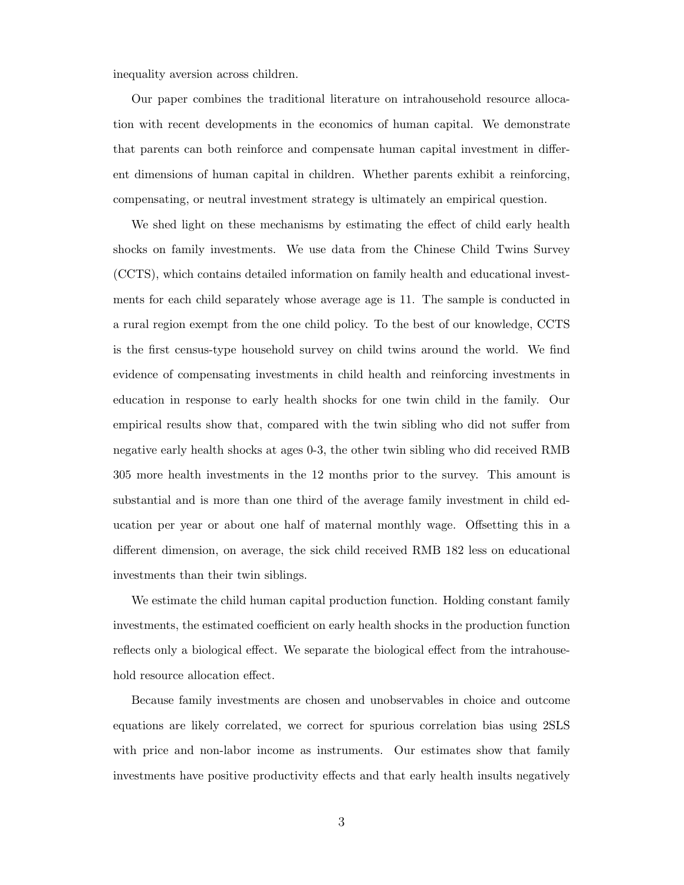inequality aversion across children.

Our paper combines the traditional literature on intrahousehold resource allocation with recent developments in the economics of human capital. We demonstrate that parents can both reinforce and compensate human capital investment in different dimensions of human capital in children. Whether parents exhibit a reinforcing, compensating, or neutral investment strategy is ultimately an empirical question.

We shed light on these mechanisms by estimating the effect of child early health shocks on family investments. We use data from the Chinese Child Twins Survey (CCTS), which contains detailed information on family health and educational investments for each child separately whose average age is 11. The sample is conducted in a rural region exempt from the one child policy. To the best of our knowledge, CCTS is the first census-type household survey on child twins around the world. We find evidence of compensating investments in child health and reinforcing investments in education in response to early health shocks for one twin child in the family. Our empirical results show that, compared with the twin sibling who did not suffer from negative early health shocks at ages 0-3, the other twin sibling who did received RMB 305 more health investments in the 12 months prior to the survey. This amount is substantial and is more than one third of the average family investment in child education per year or about one half of maternal monthly wage. Offsetting this in a different dimension, on average, the sick child received RMB 182 less on educational investments than their twin siblings.

We estimate the child human capital production function. Holding constant family investments, the estimated coefficient on early health shocks in the production function reflects only a biological effect. We separate the biological effect from the intrahousehold resource allocation effect.

Because family investments are chosen and unobservables in choice and outcome equations are likely correlated, we correct for spurious correlation bias using 2SLS with price and non-labor income as instruments. Our estimates show that family investments have positive productivity effects and that early health insults negatively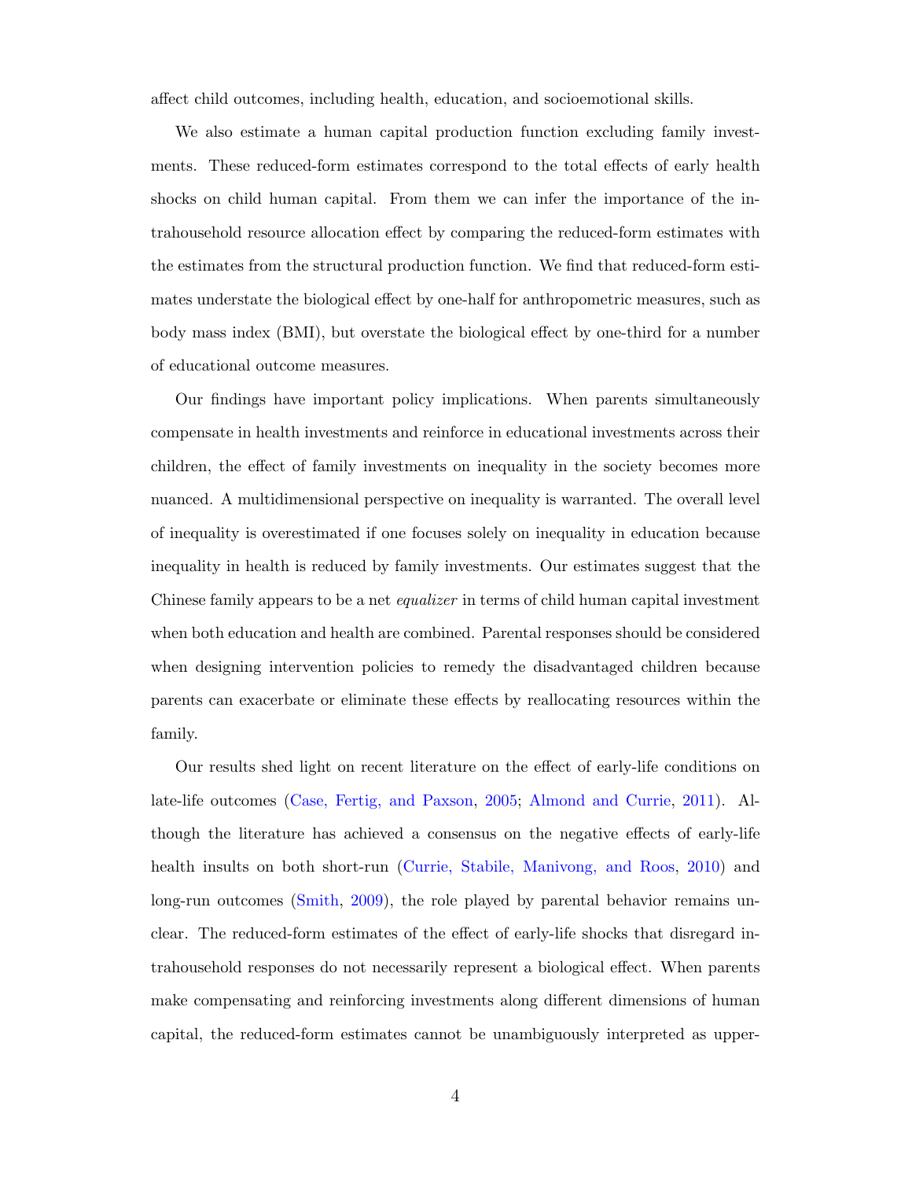affect child outcomes, including health, education, and socioemotional skills.

We also estimate a human capital production function excluding family investments. These reduced-form estimates correspond to the total effects of early health shocks on child human capital. From them we can infer the importance of the intrahousehold resource allocation effect by comparing the reduced-form estimates with the estimates from the structural production function. We find that reduced-form estimates understate the biological effect by one-half for anthropometric measures, such as body mass index (BMI), but overstate the biological effect by one-third for a number of educational outcome measures.

Our findings have important policy implications. When parents simultaneously compensate in health investments and reinforce in educational investments across their children, the effect of family investments on inequality in the society becomes more nuanced. A multidimensional perspective on inequality is warranted. The overall level of inequality is overestimated if one focuses solely on inequality in education because inequality in health is reduced by family investments. Our estimates suggest that the Chinese family appears to be a net *equalizer* in terms of child human capital investment when both education and health are combined. Parental responses should be considered when designing intervention policies to remedy the disadvantaged children because parents can exacerbate or eliminate these effects by reallocating resources within the family.

Our results shed light on recent literature on the effect of early-life conditions on late-life outcomes (Case, Fertig, and Paxson, 2005; Almond and Currie, 2011). Although the literature has achieved a consensus on the negative effects of early-life health insults on both short-run (Currie, Stabile, Manivong, and Roos, 2010) and long-run outcomes (Smith, 2009), the role played by parental behavior remains unclear. The reduced-form estimates of the effect of early-life shocks that disregard intrahousehold responses do not necessarily represent a biological effect. When parents make compensating and reinforcing investments along different dimensions of human capital, the reduced-form estimates cannot be unambiguously interpreted as upper-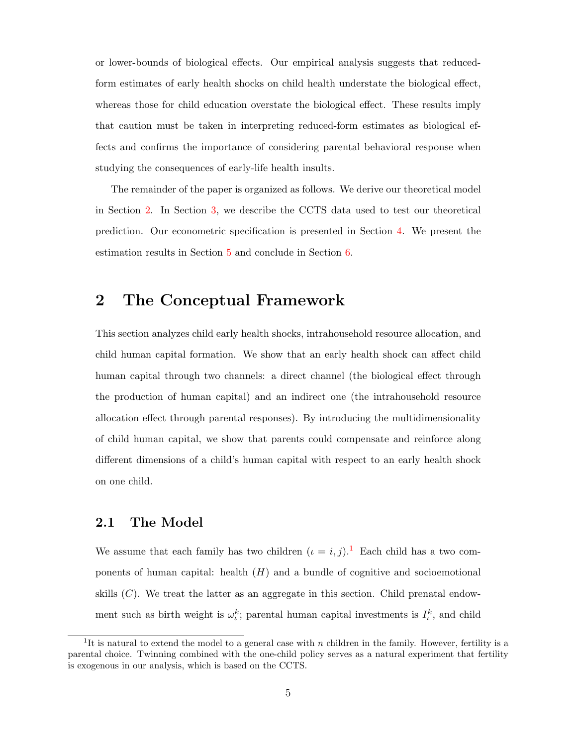or lower-bounds of biological effects. Our empirical analysis suggests that reduced-form estimates of early health shocks on child health understate the biological effect, whereas those for child education overstate the biological effect. These results imply that caution must be taken in interpreting reduced-form estimates as biological effects and confirms the importance of considering parental behavioral response when studying the consequences of early-life health insults.

The remainder of the paper is organized as follows. We derive our theoretical model in Section 2. In Section 3, we describe the CCTS data used to test our theoretical prediction. Our econometric specification is presented in Section 4. We present the estimation results in Section 5 and conclude in Section 6.

## 2 The Conceptual Framework

This section analyzes child early health shocks, intrahousehold resource allocation, and child human capital formation. We show that an early health shock can affect child human capital through two channels: a direct channel (the biological effect through the production of human capital) and an indirect one (the intrahousehold resource allocation effect through parental responses). By introducing the multidimensionality of child human capital, we show that parents could compensate and reinforce along different dimensions of a child's human capital with respect to an early health shock on one child.

### 2.1 The Model

We assume that each family has two children ($\iota = i, j$).[1] Each child has a two components of human capital: health ($H$) and a bundle of cognitive and socioemotional skills ($C$). We treat the latter as an aggregate in this section. Child prenatal endowment such as birth weight is $\omega_\iota^k$; parental human capital investments is $I_\iota^k$, and child

[1] It is natural to extend the model to a general case with $n$ children in the family. However, fertility is a parental choice. Twinning combined with the one-child policy serves as a natural experiment that fertility is exogenous in our analysis, which is based on the CCTS.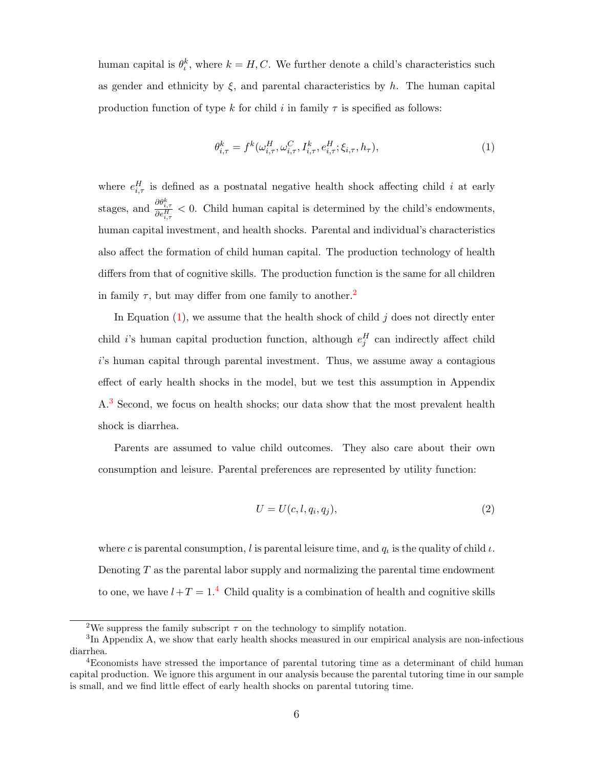human capital is $\theta_\iota^k$, where $k = H, C$. We further denote a child's characteristics such as gender and ethnicity by $\xi$, and parental characteristics by $h$. The human capital production function of type $k$ for child $i$ in family $\tau$ is specified as follows:

$$\theta_{i,\tau}^k = f^k(\omega_{i,\tau}^H, \omega_{i,\tau}^C, I_{i,\tau}^k, e_{i,\tau}^H; \xi_{i,\tau}, h_\tau), \tag{1}$$

where $e_{i,\tau}^H$ is defined as a postnatal negative health shock affecting child $i$ at early stages, and $\frac{\partial \theta_{i,\tau}^k}{\partial e_{i,\tau}^H} < 0$. Child human capital is determined by the child's endowments, human capital investment, and health shocks. Parental and individual's characteristics also affect the formation of child human capital. The production technology of health differs from that of cognitive skills. The production function is the same for all children in family $\tau$, but may differ from one family to another.[2]

In Equation (1), we assume that the health shock of child $j$ does not directly enter child $i$'s human capital production function, although $e_j^H$ can indirectly affect child $i$'s human capital through parental investment. Thus, we assume away a contagious effect of early health shocks in the model, but we test this assumption in Appendix A.[3] Second, we focus on health shocks; our data show that the most prevalent health shock is diarrhea.

Parents are assumed to value child outcomes. They also care about their own consumption and leisure. Parental preferences are represented by utility function:

$$U = U(c, l, q_i, q_j), \tag{2}$$

where $c$ is parental consumption, $l$ is parental leisure time, and $q_\iota$ is the quality of child $\iota$. Denoting $T$ as the parental labor supply and normalizing the parental time endowment to one, we have $l + T = 1$.[4] Child quality is a combination of health and cognitive skills

[2] We suppress the family subscript $\tau$ on the technology to simplify notation.

[3] In Appendix A, we show that early health shocks measured in our empirical analysis are non-infectious diarrhea.

[4] Economists have stressed the importance of parental tutoring time as a determinant of child human capital production. We ignore this argument in our analysis because the parental tutoring time in our sample is small, and we find little effect of early health shocks on parental tutoring time.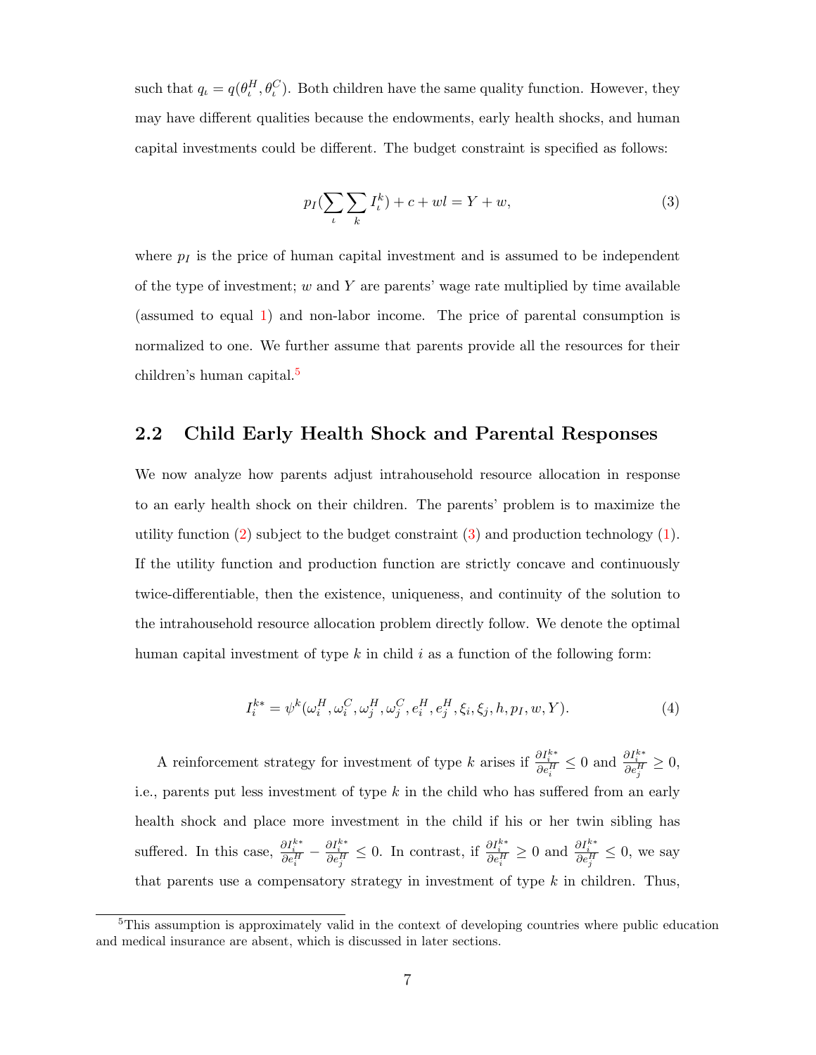such that $q_\iota = q(\theta_\iota^H, \theta_\iota^C)$. Both children have the same quality function. However, they may have different qualities because the endowments, early health shocks, and human capital investments could be different. The budget constraint is specified as follows:

$$p_I(\sum_\iota \sum_k I_\iota^k) + c + wl = Y + w, \tag{3}$$

where $p_I$ is the price of human capital investment and is assumed to be independent of the type of investment; $w$ and $Y$ are parents' wage rate multiplied by time available (assumed to equal 1) and non-labor income. The price of parental consumption is normalized to one. We further assume that parents provide all the resources for their children's human capital.[5]

## 2.2 Child Early Health Shock and Parental Responses

We now analyze how parents adjust intrahousehold resource allocation in response to an early health shock on their children. The parents' problem is to maximize the utility function (2) subject to the budget constraint (3) and production technology (1). If the utility function and production function are strictly concave and continuously twice-differentiable, then the existence, uniqueness, and continuity of the solution to the intrahousehold resource allocation problem directly follow. We denote the optimal human capital investment of type $k$ in child $i$ as a function of the following form:

$$I_i^{k*} = \psi^k(\omega_i^H, \omega_i^C, \omega_j^H, \omega_j^C, e_i^H, e_j^H, \xi_i, \xi_j, h, p_I, w, Y). \tag{4}$$

A reinforcement strategy for investment of type $k$ arises if $\frac{\partial I_i^{k*}}{\partial e_i^H} \leq 0$ and $\frac{\partial I_i^{k*}}{\partial e_j^H} \geq 0$, i.e., parents put less investment of type $k$ in the child who has suffered from an early health shock and place more investment in the child if his or her twin sibling has suffered. In this case, $\frac{\partial I_i^{k*}}{\partial e_i^H} - \frac{\partial I_i^{k*}}{\partial e_j^H} \leq 0$. In contrast, if $\frac{\partial I_i^{k*}}{\partial e_i^H} \geq 0$ and $\frac{\partial I_i^{k*}}{\partial e_j^H} \leq 0$, we say that parents use a compensatory strategy in investment of type $k$ in children. Thus,

[5] This assumption is approximately valid in the context of developing countries where public education and medical insurance are absent, which is discussed in later sections.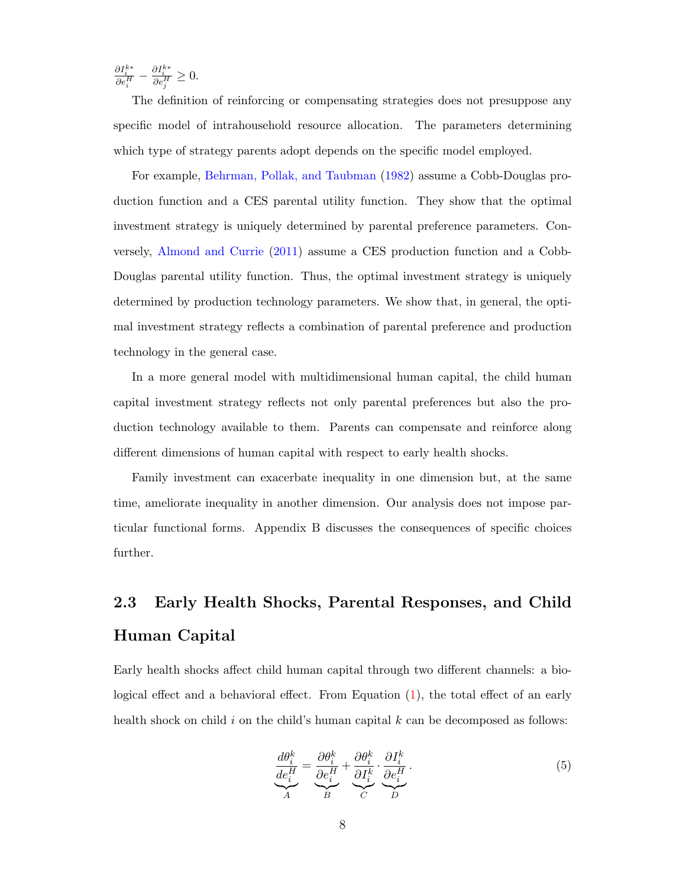$\frac{\partial I_i^{k*}}{\partial e_i^H} - \frac{\partial I_i^{k*}}{\partial e_j^H} \geq 0.$

The definition of reinforcing or compensating strategies does not presuppose any specific model of intrahousehold resource allocation. The parameters determining which type of strategy parents adopt depends on the specific model employed.

For example, Behrman, Pollak, and Taubman (1982) assume a Cobb-Douglas production function and a CES parental utility function. They show that the optimal investment strategy is uniquely determined by parental preference parameters. Conversely, Almond and Currie (2011) assume a CES production function and a Cobb-Douglas parental utility function. Thus, the optimal investment strategy is uniquely determined by production technology parameters. We show that, in general, the optimal investment strategy reflects a combination of parental preference and production technology in the general case.

In a more general model with multidimensional human capital, the child human capital investment strategy reflects not only parental preferences but also the production technology available to them. Parents can compensate and reinforce along different dimensions of human capital with respect to early health shocks.

Family investment can exacerbate inequality in one dimension but, at the same time, ameliorate inequality in another dimension. Our analysis does not impose particular functional forms. Appendix B discusses the consequences of specific choices further.

## 2.3 Early Health Shocks, Parental Responses, and Child Human Capital

Early health shocks affect child human capital through two different channels: a biological effect and a behavioral effect. From Equation (1), the total effect of an early health shock on child $i$ on the child's human capital $k$ can be decomposed as follows:

$$\underbrace{\frac{d\theta_i^k}{de_i^H}}_{A} = \underbrace{\frac{\partial \theta_i^k}{\partial e_i^H}}_{B} + \underbrace{\frac{\partial \theta_i^k}{\partial I_i^k}}_{C} \cdot \underbrace{\frac{\partial I_i^k}{\partial e_i^H}}_{D}. \tag{5}$$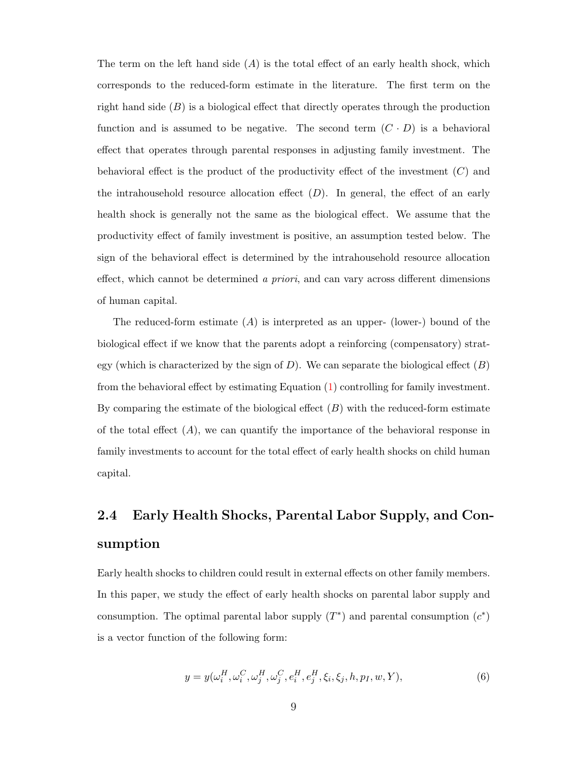The term on the left hand side ($A$) is the total effect of an early health shock, which corresponds to the reduced-form estimate in the literature. The first term on the right hand side ($B$) is a biological effect that directly operates through the production function and is assumed to be negative. The second term ($C \cdot D$) is a behavioral effect that operates through parental responses in adjusting family investment. The behavioral effect is the product of the productivity effect of the investment ($C$) and the intrahousehold resource allocation effect ($D$). In general, the effect of an early health shock is generally not the same as the biological effect. We assume that the productivity effect of family investment is positive, an assumption tested below. The sign of the behavioral effect is determined by the intrahousehold resource allocation effect, which cannot be determined *a priori*, and can vary across different dimensions of human capital.

The reduced-form estimate ($A$) is interpreted as an upper- (lower-) bound of the biological effect if we know that the parents adopt a reinforcing (compensatory) strategy (which is characterized by the sign of $D$). We can separate the biological effect ($B$) from the behavioral effect by estimating Equation (1) controlling for family investment. By comparing the estimate of the biological effect ($B$) with the reduced-form estimate of the total effect ($A$), we can quantify the importance of the behavioral response in family investments to account for the total effect of early health shocks on child human capital.

## 2.4 Early Health Shocks, Parental Labor Supply, and Consumption

Early health shocks to children could result in external effects on other family members. In this paper, we study the effect of early health shocks on parental labor supply and consumption. The optimal parental labor supply ($T^*$) and parental consumption ($c^*$) is a vector function of the following form:

$$y = y(\omega_i^H, \omega_i^C, \omega_j^H, \omega_j^C, e_i^H, e_j^H, \xi_i, \xi_j, h, p_I, w, Y), \tag{6}$$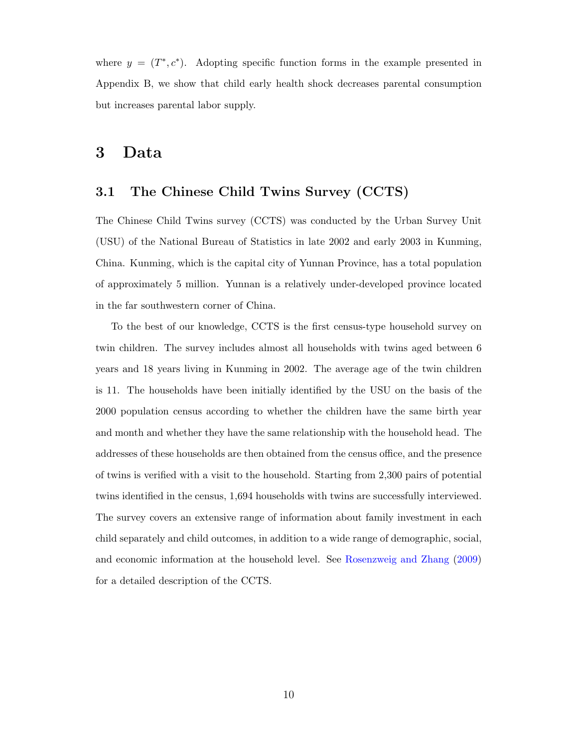where $y = (T^*, c^*)$. Adopting specific function forms in the example presented in Appendix B, we show that child early health shock decreases parental consumption but increases parental labor supply.

# 3 Data

## 3.1 The Chinese Child Twins Survey (CCTS)

The Chinese Child Twins survey (CCTS) was conducted by the Urban Survey Unit (USU) of the National Bureau of Statistics in late 2002 and early 2003 in Kunming, China. Kunming, which is the capital city of Yunnan Province, has a total population of approximately 5 million. Yunnan is a relatively under-developed province located in the far southwestern corner of China.

To the best of our knowledge, CCTS is the first census-type household survey on twin children. The survey includes almost all households with twins aged between 6 years and 18 years living in Kunming in 2002. The average age of the twin children is 11. The households have been initially identified by the USU on the basis of the 2000 population census according to whether the children have the same birth year and month and whether they have the same relationship with the household head. The addresses of these households are then obtained from the census office, and the presence of twins is verified with a visit to the household. Starting from 2,300 pairs of potential twins identified in the census, 1,694 households with twins are successfully interviewed. The survey covers an extensive range of information about family investment in each child separately and child outcomes, in addition to a wide range of demographic, social, and economic information at the household level. See Rosenzweig and Zhang (2009) for a detailed description of the CCTS.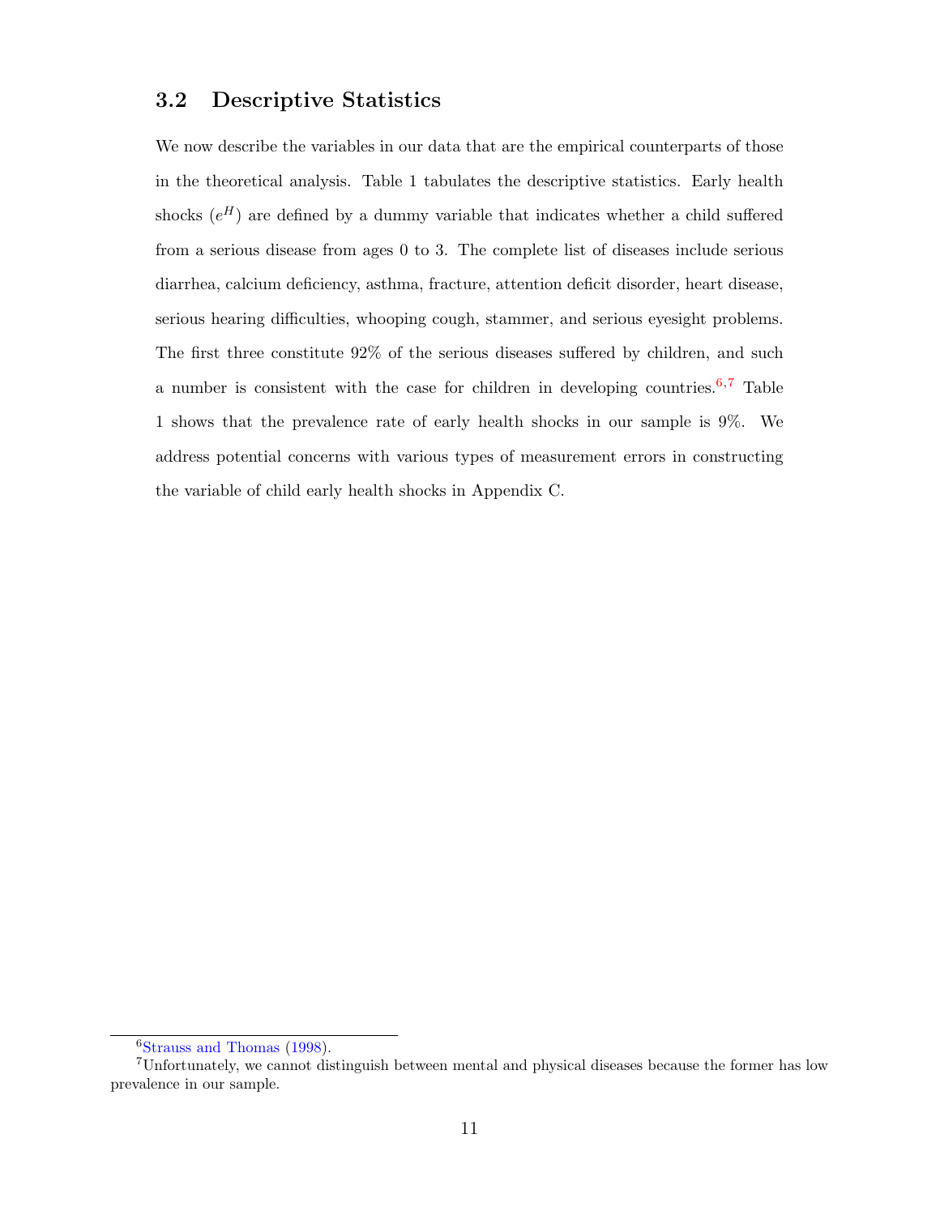### 3.2 Descriptive Statistics

We now describe the variables in our data that are the empirical counterparts of those in the theoretical analysis. Table 1 tabulates the descriptive statistics. Early health shocks ($e^H$) are defined by a dummy variable that indicates whether a child suffered from a serious disease from ages 0 to 3. The complete list of diseases include serious diarrhea, calcium deficiency, asthma, fracture, attention deficit disorder, heart disease, serious hearing difficulties, whooping cough, stammer, and serious eyesight problems. The first three constitute 92% of the serious diseases suffered by children, and such a number is consistent with the case for children in developing countries.[6,7] Table 1 shows that the prevalence rate of early health shocks in our sample is 9%. We address potential concerns with various types of measurement errors in constructing the variable of child early health shocks in Appendix C.

---

[6] Strauss and Thomas (1998).

[7] Unfortunately, we cannot distinguish between mental and physical diseases because the former has low prevalence in our sample.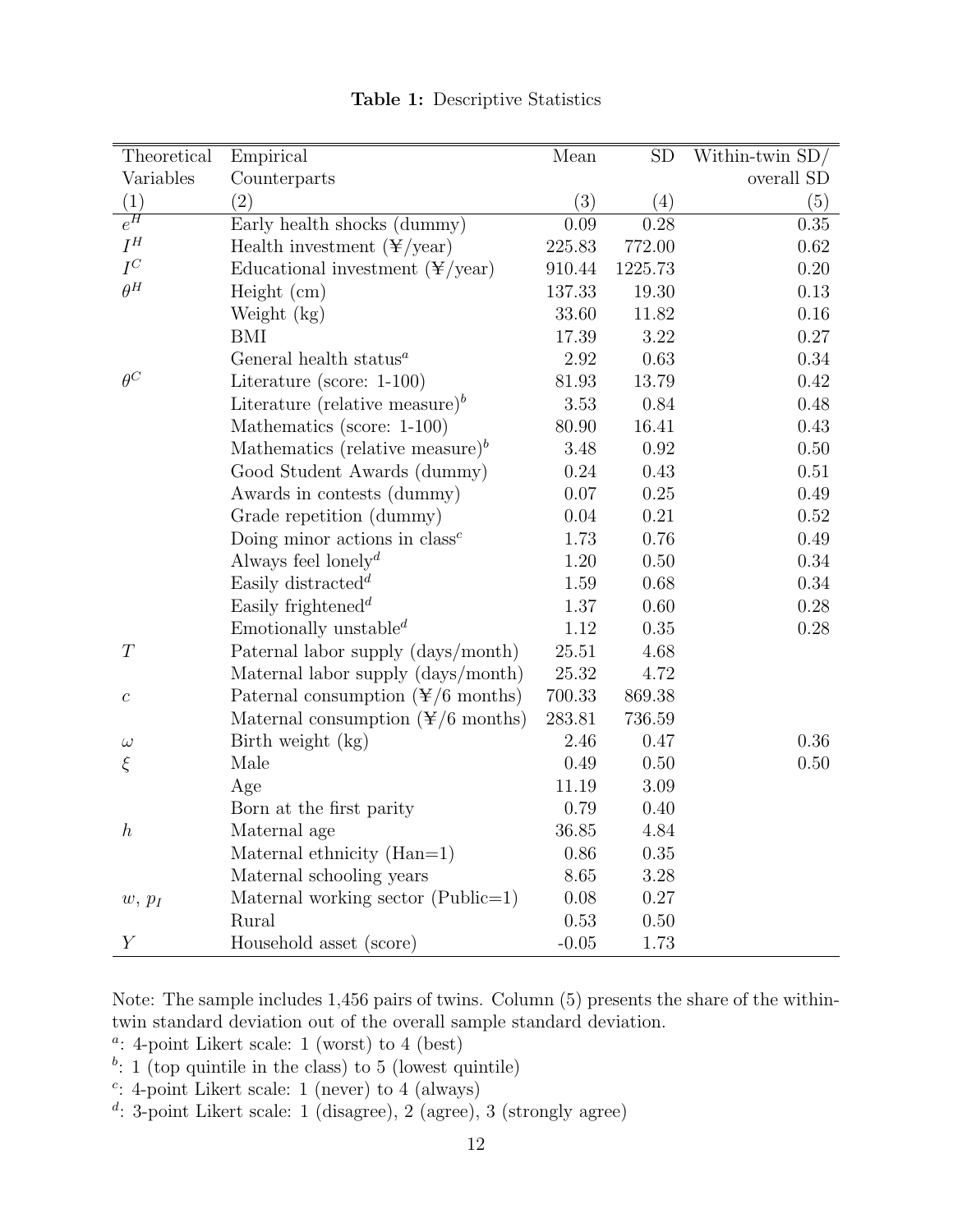**Table 1:** Descriptive Statistics

| Theoretical Variables | Empirical Counterparts | Mean | SD | Within-twin SD/ overall SD |
|---|---|---|---|---|
| (1) | (2) | (3) | (4) | (5) |
| $e^H$ | Early health shocks (dummy) | 0.09 | 0.28 | 0.35 |
| $I^H$ | Health investment (¥/year) | 225.83 | 772.00 | 0.62 |
| $I^C$ | Educational investment (¥/year) | 910.44 | 1225.73 | 0.20 |
| $\theta^H$ | Height (cm) | 137.33 | 19.30 | 0.13 |
| | Weight (kg) | 33.60 | 11.82 | 0.16 |
| | BMI | 17.39 | 3.22 | 0.27 |
| | General health status[a] | 2.92 | 0.63 | 0.34 |
| $\theta^C$ | Literature (score: 1-100) | 81.93 | 13.79 | 0.42 |
| | Literature (relative measure)[b] | 3.53 | 0.84 | 0.48 |
| | Mathematics (score: 1-100) | 80.90 | 16.41 | 0.43 |
| | Mathematics (relative measure)[b] | 3.48 | 0.92 | 0.50 |
| | Good Student Awards (dummy) | 0.24 | 0.43 | 0.51 |
| | Awards in contests (dummy) | 0.07 | 0.25 | 0.49 |
| | Grade repetition (dummy) | 0.04 | 0.21 | 0.52 |
| | Doing minor actions in class[c] | 1.73 | 0.76 | 0.49 |
| | Always feel lonely[d] | 1.20 | 0.50 | 0.34 |
| | Easily distracted[d] | 1.59 | 0.68 | 0.34 |
| | Easily frightened[d] | 1.37 | 0.60 | 0.28 |
| | Emotionally unstable[d] | 1.12 | 0.35 | 0.28 |
| $T$ | Paternal labor supply (days/month) | 25.51 | 4.68 | |
| | Maternal labor supply (days/month) | 25.32 | 4.72 | |
| $c$ | Paternal consumption (¥/6 months) | 700.33 | 869.38 | |
| | Maternal consumption (¥/6 months) | 283.81 | 736.59 | |
| $\omega$ | Birth weight (kg) | 2.46 | 0.47 | 0.36 |
| $\xi$ | Male | 0.49 | 0.50 | 0.50 |
| | Age | 11.19 | 3.09 | |
| | Born at the first parity | 0.79 | 0.40 | |
| $h$ | Maternal age | 36.85 | 4.84 | |
| | Maternal ethnicity (Han=1) | 0.86 | 0.35 | |
| | Maternal schooling years | 8.65 | 3.28 | |
| $w$, $p_I$ | Maternal working sector (Public=1) | 0.08 | 0.27 | |
| | Rural | 0.53 | 0.50 | |
| $Y$ | Household asset (score) | -0.05 | 1.73 | |

Note: The sample includes 1,456 pairs of twins. Column (5) presents the share of the within-twin standard deviation out of the overall sample standard deviation.

[a]: 4-point Likert scale: 1 (worst) to 4 (best)

[b]: 1 (top quintile in the class) to 5 (lowest quintile)

[c]: 4-point Likert scale: 1 (never) to 4 (always)

[d]: 3-point Likert scale: 1 (disagree), 2 (agree), 3 (strongly agree)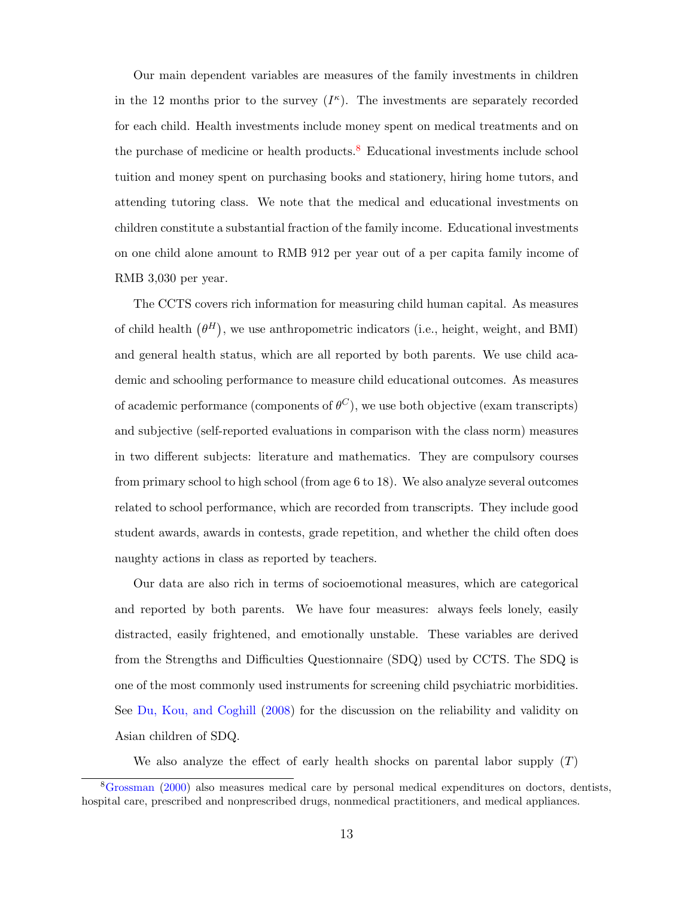Our main dependent variables are measures of the family investments in children in the 12 months prior to the survey ($I^{\kappa}$). The investments are separately recorded for each child. Health investments include money spent on medical treatments and on the purchase of medicine or health products.[8] Educational investments include school tuition and money spent on purchasing books and stationery, hiring home tutors, and attending tutoring class. We note that the medical and educational investments on children constitute a substantial fraction of the family income. Educational investments on one child alone amount to RMB 912 per year out of a per capita family income of RMB 3,030 per year.

The CCTS covers rich information for measuring child human capital. As measures of child health $\left(\theta^{H}\right)$, we use anthropometric indicators (i.e., height, weight, and BMI) and general health status, which are all reported by both parents. We use child academic and schooling performance to measure child educational outcomes. As measures of academic performance (components of $\theta^{C}$), we use both objective (exam transcripts) and subjective (self-reported evaluations in comparison with the class norm) measures in two different subjects: literature and mathematics. They are compulsory courses from primary school to high school (from age 6 to 18). We also analyze several outcomes related to school performance, which are recorded from transcripts. They include good student awards, awards in contests, grade repetition, and whether the child often does naughty actions in class as reported by teachers.

Our data are also rich in terms of socioemotional measures, which are categorical and reported by both parents. We have four measures: always feels lonely, easily distracted, easily frightened, and emotionally unstable. These variables are derived from the Strengths and Difficulties Questionnaire (SDQ) used by CCTS. The SDQ is one of the most commonly used instruments for screening child psychiatric morbidities. See Du, Kou, and Coghill (2008) for the discussion on the reliability and validity on Asian children of SDQ.

We also analyze the effect of early health shocks on parental labor supply ($T$)

[8] Grossman (2000) also measures medical care by personal medical expenditures on doctors, dentists, hospital care, prescribed and nonprescribed drugs, nonmedical practitioners, and medical appliances.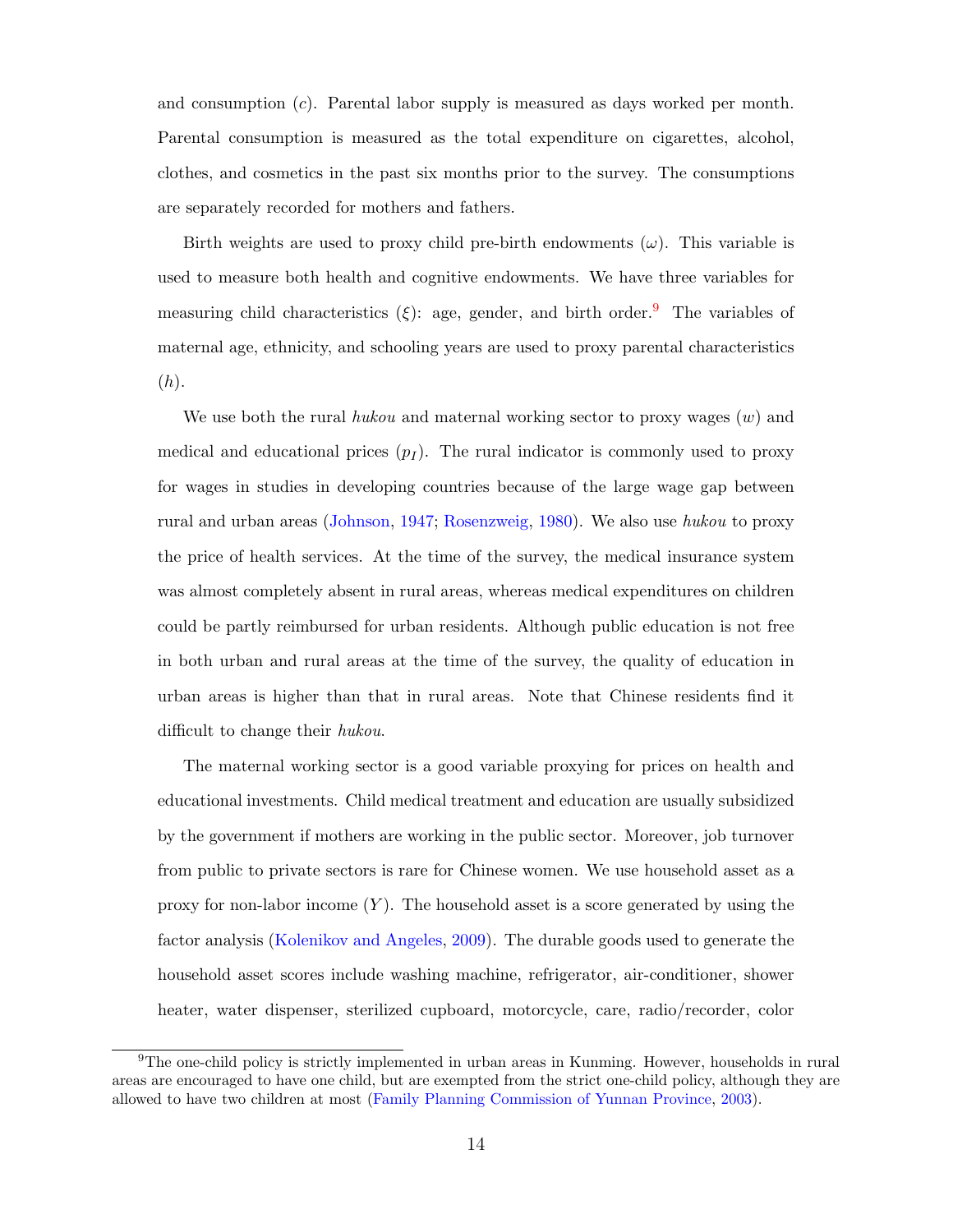and consumption ($c$). Parental labor supply is measured as days worked per month. Parental consumption is measured as the total expenditure on cigarettes, alcohol, clothes, and cosmetics in the past six months prior to the survey. The consumptions are separately recorded for mothers and fathers.

Birth weights are used to proxy child pre-birth endowments ($\omega$). This variable is used to measure both health and cognitive endowments. We have three variables for measuring child characteristics ($\xi$): age, gender, and birth order.[9] The variables of maternal age, ethnicity, and schooling years are used to proxy parental characteristics ($h$).

We use both the rural *hukou* and maternal working sector to proxy wages ($w$) and medical and educational prices ($p_I$). The rural indicator is commonly used to proxy for wages in studies in developing countries because of the large wage gap between rural and urban areas (Johnson, 1947; Rosenzweig, 1980). We also use *hukou* to proxy the price of health services. At the time of the survey, the medical insurance system was almost completely absent in rural areas, whereas medical expenditures on children could be partly reimbursed for urban residents. Although public education is not free in both urban and rural areas at the time of the survey, the quality of education in urban areas is higher than that in rural areas. Note that Chinese residents find it difficult to change their *hukou*.

The maternal working sector is a good variable proxying for prices on health and educational investments. Child medical treatment and education are usually subsidized by the government if mothers are working in the public sector. Moreover, job turnover from public to private sectors is rare for Chinese women. We use household asset as a proxy for non-labor income ($Y$). The household asset is a score generated by using the factor analysis (Kolenikov and Angeles, 2009). The durable goods used to generate the household asset scores include washing machine, refrigerator, air-conditioner, shower heater, water dispenser, sterilized cupboard, motorcycle, care, radio/recorder, color

[9] The one-child policy is strictly implemented in urban areas in Kunming. However, households in rural areas are encouraged to have one child, but are exempted from the strict one-child policy, although they are allowed to have two children at most (Family Planning Commission of Yunnan Province, 2003).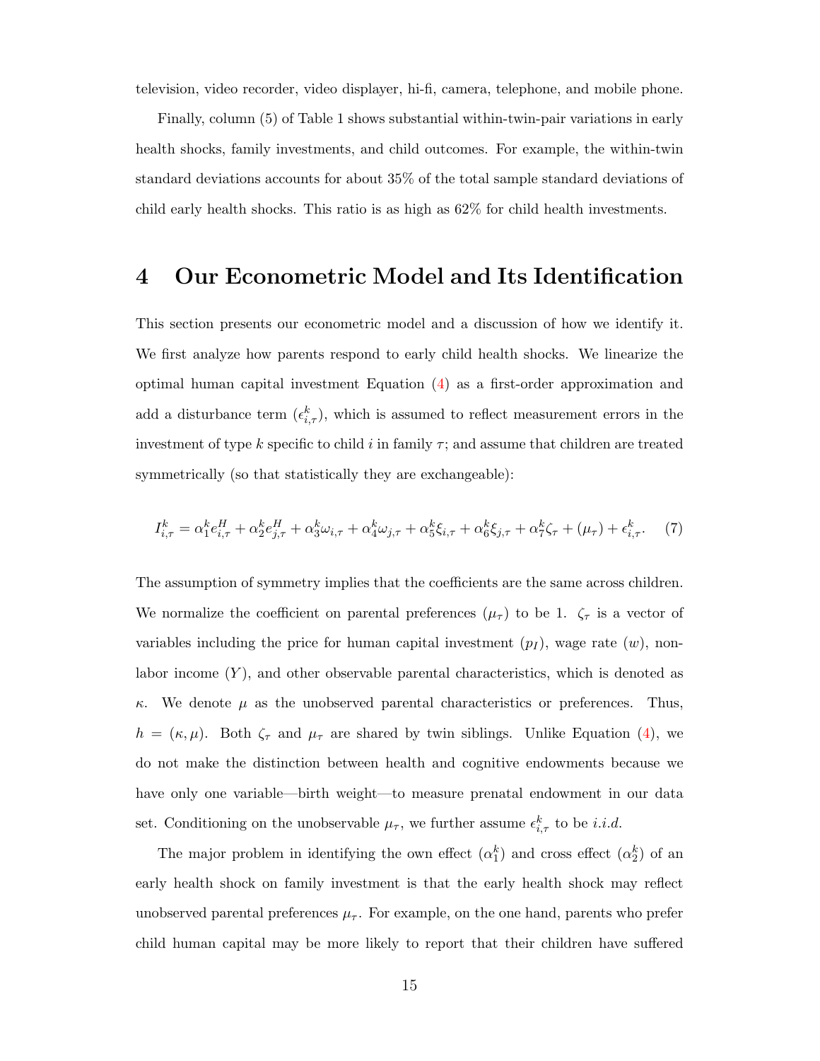television, video recorder, video displayer, hi-fi, camera, telephone, and mobile phone.

Finally, column (5) of Table 1 shows substantial within-twin-pair variations in early health shocks, family investments, and child outcomes. For example, the within-twin standard deviations accounts for about 35% of the total sample standard deviations of child early health shocks. This ratio is as high as 62% for child health investments.

# 4 Our Econometric Model and Its Identification

This section presents our econometric model and a discussion of how we identify it. We first analyze how parents respond to early child health shocks. We linearize the optimal human capital investment Equation (4) as a first-order approximation and add a disturbance term ($\epsilon^k_{i,\tau}$), which is assumed to reflect measurement errors in the investment of type $k$ specific to child $i$ in family $\tau$; and assume that children are treated symmetrically (so that statistically they are exchangeable):

$$I^k_{i,\tau} = \alpha^k_1 e^H_{i,\tau} + \alpha^k_2 e^H_{j,\tau} + \alpha^k_3 \omega_{i,\tau} + \alpha^k_4 \omega_{j,\tau} + \alpha^k_5 \xi_{i,\tau} + \alpha^k_6 \xi_{j,\tau} + \alpha^k_7 \zeta_\tau + (\mu_\tau) + \epsilon^k_{i,\tau}. \quad (7)$$

The assumption of symmetry implies that the coefficients are the same across children. We normalize the coefficient on parental preferences ($\mu_\tau$) to be 1. $\zeta_\tau$ is a vector of variables including the price for human capital investment ($p_I$), wage rate ($w$), non-labor income ($Y$), and other observable parental characteristics, which is denoted as $\kappa$. We denote $\mu$ as the unobserved parental characteristics or preferences. Thus, $h = (\kappa, \mu)$. Both $\zeta_\tau$ and $\mu_\tau$ are shared by twin siblings. Unlike Equation (4), we do not make the distinction between health and cognitive endowments because we have only one variable—birth weight—to measure prenatal endowment in our data set. Conditioning on the unobservable $\mu_\tau$, we further assume $\epsilon^k_{i,\tau}$ to be *i.i.d.*

The major problem in identifying the own effect ($\alpha^k_1$) and cross effect ($\alpha^k_2$) of an early health shock on family investment is that the early health shock may reflect unobserved parental preferences $\mu_\tau$. For example, on the one hand, parents who prefer child human capital may be more likely to report that their children have suffered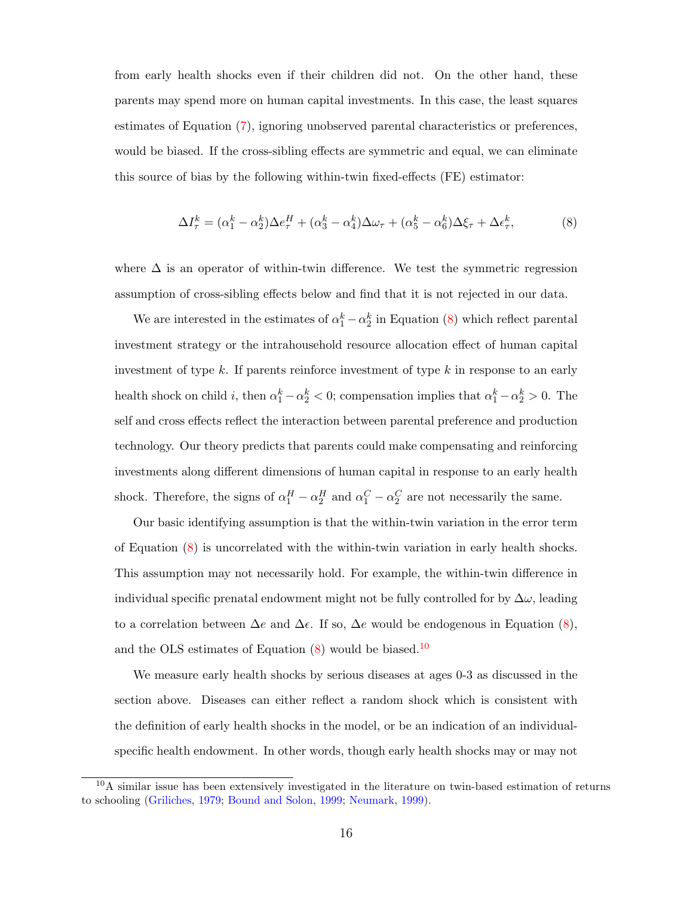from early health shocks even if their children did not. On the other hand, these parents may spend more on human capital investments. In this case, the least squares estimates of Equation (7), ignoring unobserved parental characteristics or preferences, would be biased. If the cross-sibling effects are symmetric and equal, we can eliminate this source of bias by the following within-twin fixed-effects (FE) estimator:

$$\Delta I_{\tau}^{k} = (\alpha_1^k - \alpha_2^k)\Delta e_{\tau}^{H} + (\alpha_3^k - \alpha_4^k)\Delta \omega_{\tau} + (\alpha_5^k - \alpha_6^k)\Delta \xi_{\tau} + \Delta \epsilon_{\tau}^{k}, \tag{8}$$

where $\Delta$ is an operator of within-twin difference. We test the symmetric regression assumption of cross-sibling effects below and find that it is not rejected in our data.

We are interested in the estimates of $\alpha_1^k - \alpha_2^k$ in Equation (8) which reflect parental investment strategy or the intrahousehold resource allocation effect of human capital investment of type $k$. If parents reinforce investment of type $k$ in response to an early health shock on child $i$, then $\alpha_1^k - \alpha_2^k < 0$; compensation implies that $\alpha_1^k - \alpha_2^k > 0$. The self and cross effects reflect the interaction between parental preference and production technology. Our theory predicts that parents could make compensating and reinforcing investments along different dimensions of human capital in response to an early health shock. Therefore, the signs of $\alpha_1^H - \alpha_2^H$ and $\alpha_1^C - \alpha_2^C$ are not necessarily the same.

Our basic identifying assumption is that the within-twin variation in the error term of Equation (8) is uncorrelated with the within-twin variation in early health shocks. This assumption may not necessarily hold. For example, the within-twin difference in individual specific prenatal endowment might not be fully controlled for by $\Delta\omega$, leading to a correlation between $\Delta e$ and $\Delta\epsilon$. If so, $\Delta e$ would be endogenous in Equation (8), and the OLS estimates of Equation (8) would be biased.[10]

We measure early health shocks by serious diseases at ages 0-3 as discussed in the section above. Diseases can either reflect a random shock which is consistent with the definition of early health shocks in the model, or be an indication of an individual-specific health endowment. In other words, though early health shocks may or may not

[10] A similar issue has been extensively investigated in the literature on twin-based estimation of returns to schooling (Griliches, 1979; Bound and Solon, 1999; Neumark, 1999).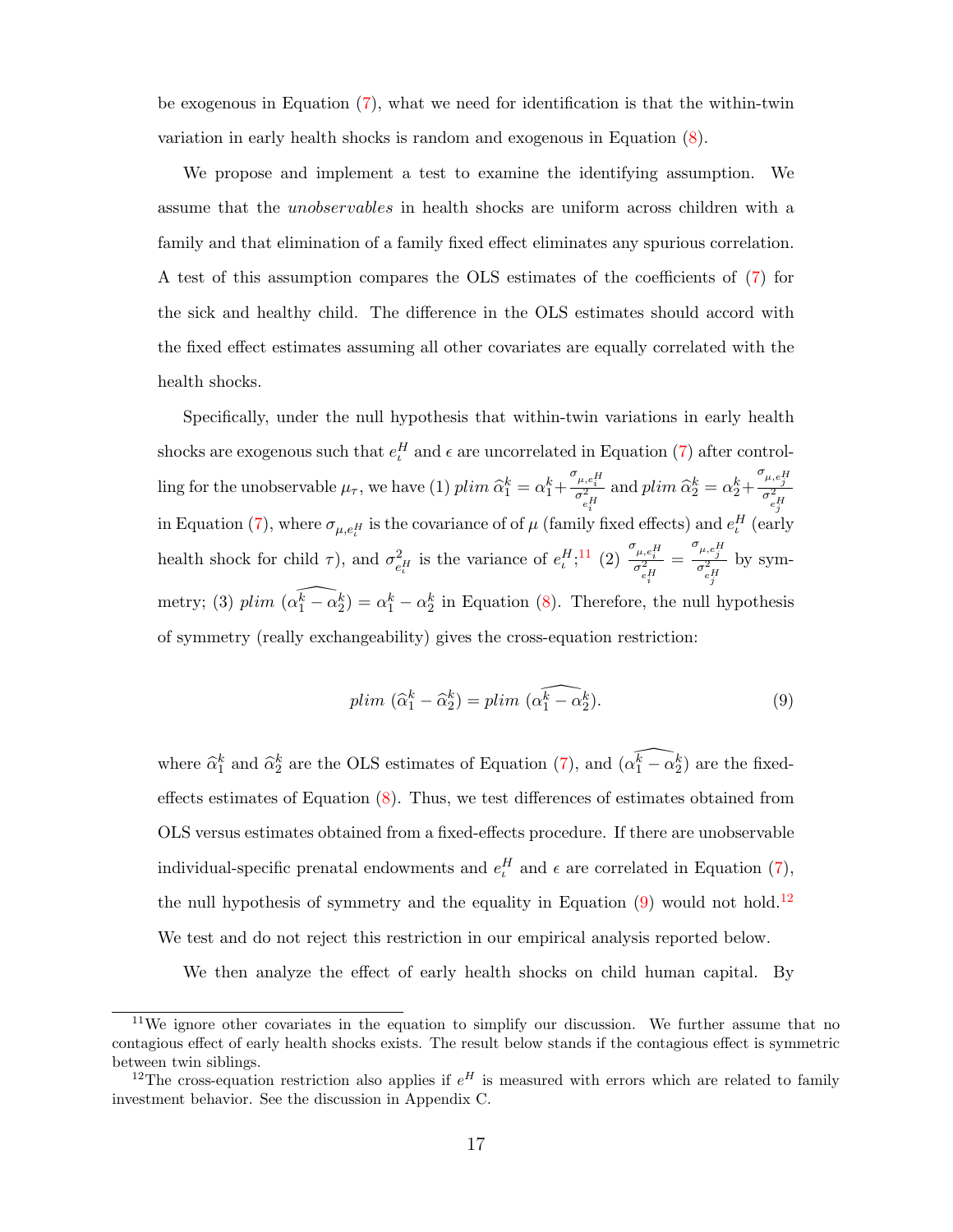be exogenous in Equation (7), what we need for identification is that the within-twin variation in early health shocks is random and exogenous in Equation (8).

We propose and implement a test to examine the identifying assumption. We assume that the *unobservables* in health shocks are uniform across children with a family and that elimination of a family fixed effect eliminates any spurious correlation. A test of this assumption compares the OLS estimates of the coefficients of (7) for the sick and healthy child. The difference in the OLS estimates should accord with the fixed effect estimates assuming all other covariates are equally correlated with the health shocks.

Specifically, under the null hypothesis that within-twin variations in early health shocks are exogenous such that $e_\iota^H$ and $\epsilon$ are uncorrelated in Equation (7) after controlling for the unobservable $\mu_\tau$, we have (1) $plim\ \widehat{\alpha}_1^k = \alpha_1^k + \frac{\sigma_{\mu,e_i^H}}{\sigma^2_{e_i^H}}$ and $plim\ \widehat{\alpha}_2^k = \alpha_2^k + \frac{\sigma_{\mu,e_j^H}}{\sigma^2_{e_j^H}}$ in Equation (7), where $\sigma_{\mu,e_\iota^H}$ is the covariance of of $\mu$ (family fixed effects) and $e_\iota^H$ (early health shock for child $\tau$), and $\sigma^2_{e_\iota^H}$ is the variance of $e_\iota^H$;[11] (2) $\frac{\sigma_{\mu,e_i^H}}{\sigma^2_{e_i^H}} = \frac{\sigma_{\mu,e_j^H}}{\sigma^2_{e_j^H}}$ by symmetry; (3) $plim\ (\widehat{\alpha_1^k - \alpha_2^k}) = \alpha_1^k - \alpha_2^k$ in Equation (8). Therefore, the null hypothesis of symmetry (really exchangeability) gives the cross-equation restriction:

$$plim\ (\widehat{\alpha}_1^k - \widehat{\alpha}_2^k) = plim\ (\widehat{\alpha_1^k - \alpha_2^k}). \tag{9}$$

where $\widehat{\alpha}_1^k$ and $\widehat{\alpha}_2^k$ are the OLS estimates of Equation (7), and $(\widehat{\alpha_1^k - \alpha_2^k})$ are the fixed-effects estimates of Equation (8). Thus, we test differences of estimates obtained from OLS versus estimates obtained from a fixed-effects procedure. If there are unobservable individual-specific prenatal endowments and $e_\iota^H$ and $\epsilon$ are correlated in Equation (7), the null hypothesis of symmetry and the equality in Equation (9) would not hold.[12] We test and do not reject this restriction in our empirical analysis reported below.

We then analyze the effect of early health shocks on child human capital. By

[11] We ignore other covariates in the equation to simplify our discussion. We further assume that no contagious effect of early health shocks exists. The result below stands if the contagious effect is symmetric between twin siblings.

[12] The cross-equation restriction also applies if $e^H$ is measured with errors which are related to family investment behavior. See the discussion in Appendix C.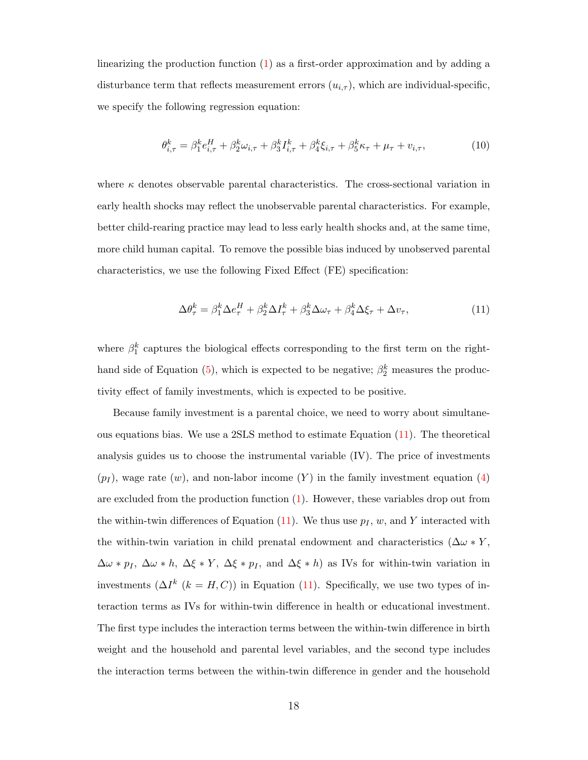linearizing the production function (1) as a first-order approximation and by adding a disturbance term that reflects measurement errors ($u_{i,\tau}$), which are individual-specific, we specify the following regression equation:

$$\theta^k_{i,\tau} = \beta^k_1 e^H_{i,\tau} + \beta^k_2 \omega_{i,\tau} + \beta^k_3 I^k_{i,\tau} + \beta^k_4 \xi_{i,\tau} + \beta^k_5 \kappa_\tau + \mu_\tau + v_{i,\tau}, \tag{10}$$

where $\kappa$ denotes observable parental characteristics. The cross-sectional variation in early health shocks may reflect the unobservable parental characteristics. For example, better child-rearing practice may lead to less early health shocks and, at the same time, more child human capital. To remove the possible bias induced by unobserved parental characteristics, we use the following Fixed Effect (FE) specification:

$$\Delta\theta^k_\tau = \beta^k_1 \Delta e^H_\tau + \beta^k_2 \Delta I^k_\tau + \beta^k_3 \Delta\omega_\tau + \beta^k_4 \Delta\xi_\tau + \Delta v_\tau, \tag{11}$$

where $\beta^k_1$ captures the biological effects corresponding to the first term on the right-hand side of Equation (5), which is expected to be negative; $\beta^k_2$ measures the productivity effect of family investments, which is expected to be positive.

Because family investment is a parental choice, we need to worry about simultaneous equations bias. We use a 2SLS method to estimate Equation (11). The theoretical analysis guides us to choose the instrumental variable (IV). The price of investments ($p_I$), wage rate ($w$), and non-labor income ($Y$) in the family investment equation (4) are excluded from the production function (1). However, these variables drop out from the within-twin differences of Equation (11). We thus use $p_I$, $w$, and $Y$ interacted with the within-twin variation in child prenatal endowment and characteristics ($\Delta\omega * Y$, $\Delta\omega * p_I$, $\Delta\omega * h$, $\Delta\xi * Y$, $\Delta\xi * p_I$, and $\Delta\xi * h$) as IVs for within-twin variation in investments ($\Delta I^k$ ($k = H, C$)) in Equation (11). Specifically, we use two types of interaction terms as IVs for within-twin difference in health or educational investment. The first type includes the interaction terms between the within-twin difference in birth weight and the household and parental level variables, and the second type includes the interaction terms between the within-twin difference in gender and the household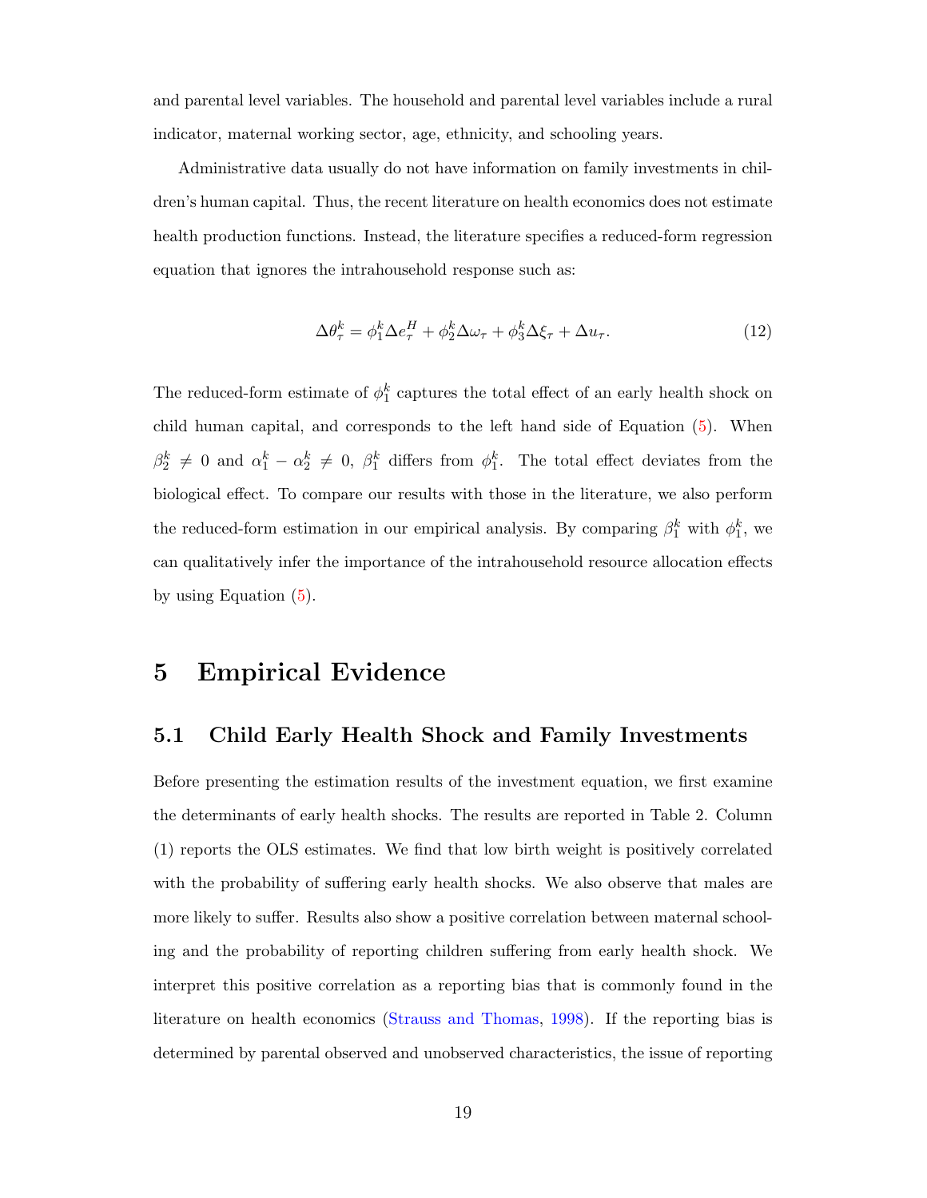and parental level variables. The household and parental level variables include a rural indicator, maternal working sector, age, ethnicity, and schooling years.

Administrative data usually do not have information on family investments in children's human capital. Thus, the recent literature on health economics does not estimate health production functions. Instead, the literature specifies a reduced-form regression equation that ignores the intrahousehold response such as:

$$\Delta\theta_\tau^k = \phi_1^k \Delta e_\tau^H + \phi_2^k \Delta\omega_\tau + \phi_3^k \Delta\xi_\tau + \Delta u_\tau. \tag{12}$$

The reduced-form estimate of $\phi_1^k$ captures the total effect of an early health shock on child human capital, and corresponds to the left hand side of Equation (5). When $\beta_2^k \neq 0$ and $\alpha_1^k - \alpha_2^k \neq 0$, $\beta_1^k$ differs from $\phi_1^k$. The total effect deviates from the biological effect. To compare our results with those in the literature, we also perform the reduced-form estimation in our empirical analysis. By comparing $\beta_1^k$ with $\phi_1^k$, we can qualitatively infer the importance of the intrahousehold resource allocation effects by using Equation (5).

# 5 Empirical Evidence

## 5.1 Child Early Health Shock and Family Investments

Before presenting the estimation results of the investment equation, we first examine the determinants of early health shocks. The results are reported in Table 2. Column (1) reports the OLS estimates. We find that low birth weight is positively correlated with the probability of suffering early health shocks. We also observe that males are more likely to suffer. Results also show a positive correlation between maternal schooling and the probability of reporting children suffering from early health shock. We interpret this positive correlation as a reporting bias that is commonly found in the literature on health economics (Strauss and Thomas, 1998). If the reporting bias is determined by parental observed and unobserved characteristics, the issue of reporting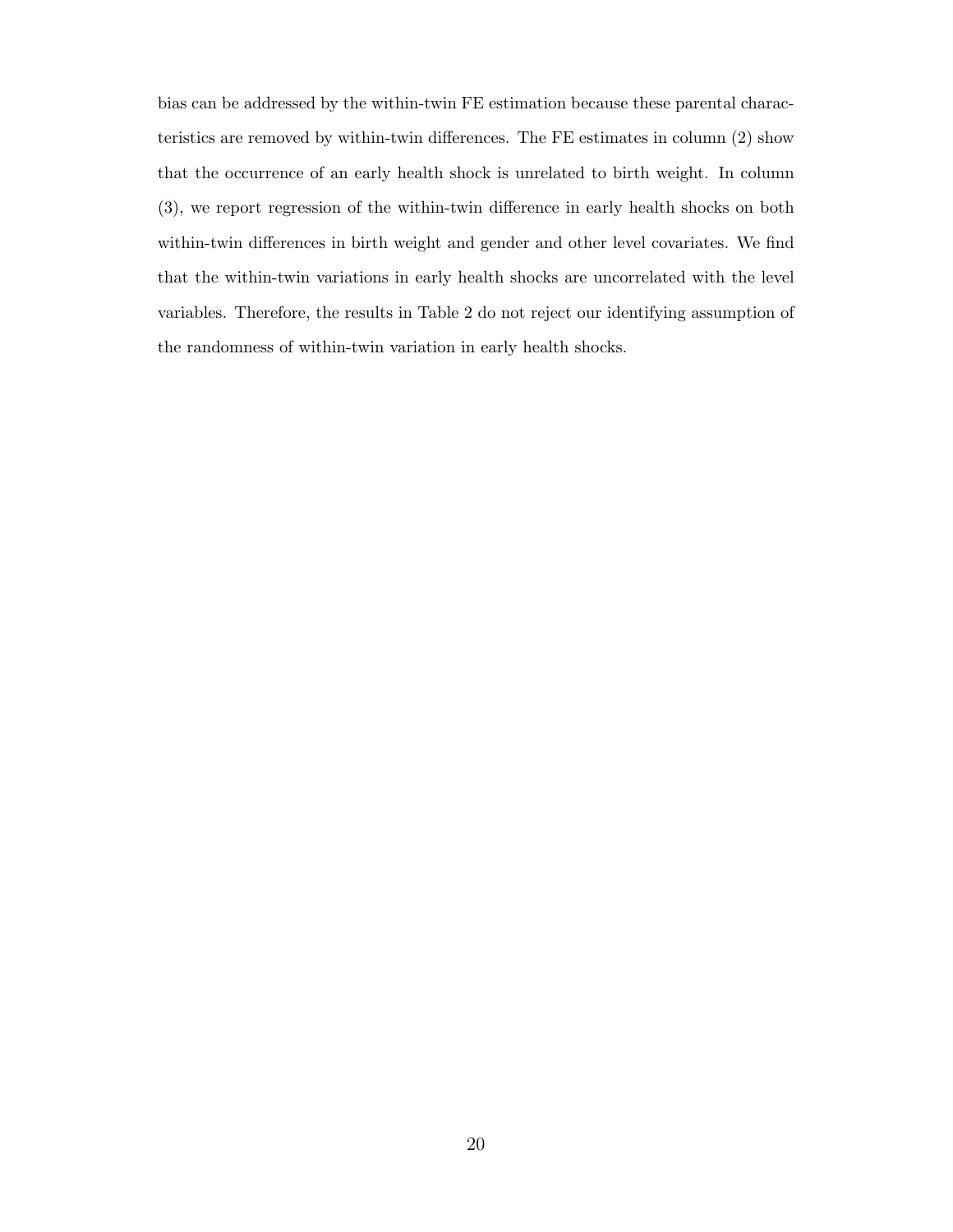bias can be addressed by the within-twin FE estimation because these parental characteristics are removed by within-twin differences. The FE estimates in column (2) show that the occurrence of an early health shock is unrelated to birth weight. In column (3), we report regression of the within-twin difference in early health shocks on both within-twin differences in birth weight and gender and other level covariates. We find that the within-twin variations in early health shocks are uncorrelated with the level variables. Therefore, the results in Table 2 do not reject our identifying assumption of the randomness of within-twin variation in early health shocks.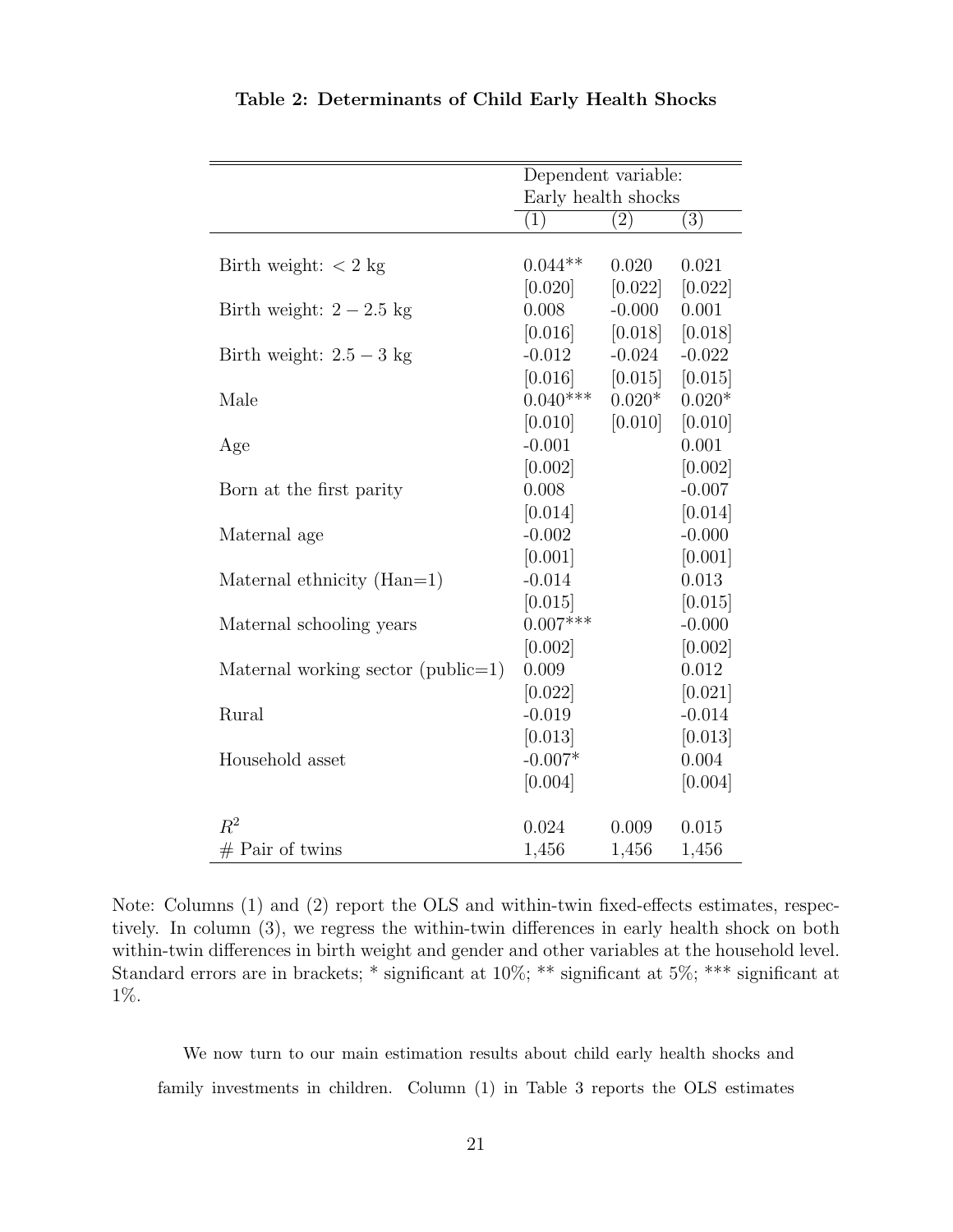**Table 2: Determinants of Child Early Health Shocks**

| | Dependent variable: Early health shocks | | |
|---|---|---|---|
| | (1) | (2) | (3) |
| Birth weight: $< 2$ kg | 0.044** | 0.020 | 0.021 |
| | [0.020] | [0.022] | [0.022] |
| Birth weight: $2 - 2.5$ kg | 0.008 | -0.000 | 0.001 |
| | [0.016] | [0.018] | [0.018] |
| Birth weight: $2.5 - 3$ kg | -0.012 | -0.024 | -0.022 |
| | [0.016] | [0.015] | [0.015] |
| Male | 0.040*** | 0.020* | 0.020* |
| | [0.010] | [0.010] | [0.010] |
| Age | -0.001 | | 0.001 |
| | [0.002] | | [0.002] |
| Born at the first parity | 0.008 | | -0.007 |
| | [0.014] | | [0.014] |
| Maternal age | -0.002 | | -0.000 |
| | [0.001] | | [0.001] |
| Maternal ethnicity (Han=1) | -0.014 | | 0.013 |
| | [0.015] | | [0.015] |
| Maternal schooling years | 0.007*** | | -0.000 |
| | [0.002] | | [0.002] |
| Maternal working sector (public=1) | 0.009 | | 0.012 |
| | [0.022] | | [0.021] |
| Rural | -0.019 | | -0.014 |
| | [0.013] | | [0.013] |
| Household asset | -0.007* | | 0.004 |
| | [0.004] | | [0.004] |
| $R^2$ | 0.024 | 0.009 | 0.015 |
| # Pair of twins | 1,456 | 1,456 | 1,456 |

Note: Columns (1) and (2) report the OLS and within-twin fixed-effects estimates, respectively. In column (3), we regress the within-twin differences in early health shock on both within-twin differences in birth weight and gender and other variables at the household level. Standard errors are in brackets; * significant at 10%; ** significant at 5%; *** significant at 1%.

We now turn to our main estimation results about child early health shocks and family investments in children. Column (1) in Table 3 reports the OLS estimates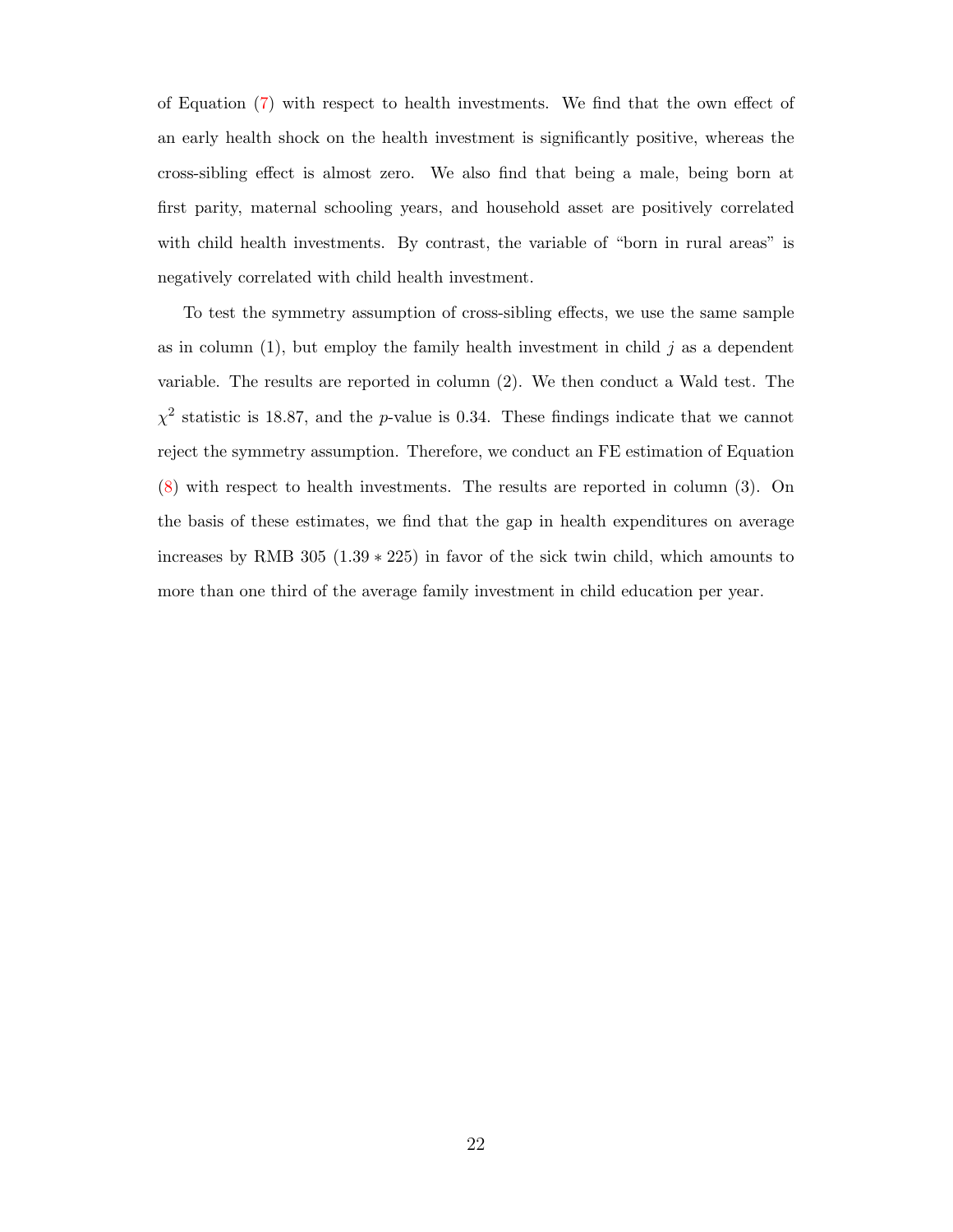of Equation (7) with respect to health investments. We find that the own effect of an early health shock on the health investment is significantly positive, whereas the cross-sibling effect is almost zero. We also find that being a male, being born at first parity, maternal schooling years, and household asset are positively correlated with child health investments. By contrast, the variable of "born in rural areas" is negatively correlated with child health investment.

To test the symmetry assumption of cross-sibling effects, we use the same sample as in column (1), but employ the family health investment in child $j$ as a dependent variable. The results are reported in column (2). We then conduct a Wald test. The $\chi^2$ statistic is 18.87, and the $p$-value is 0.34. These findings indicate that we cannot reject the symmetry assumption. Therefore, we conduct an FE estimation of Equation (8) with respect to health investments. The results are reported in column (3). On the basis of these estimates, we find that the gap in health expenditures on average increases by RMB 305 ($1.39 * 225$) in favor of the sick twin child, which amounts to more than one third of the average family investment in child education per year.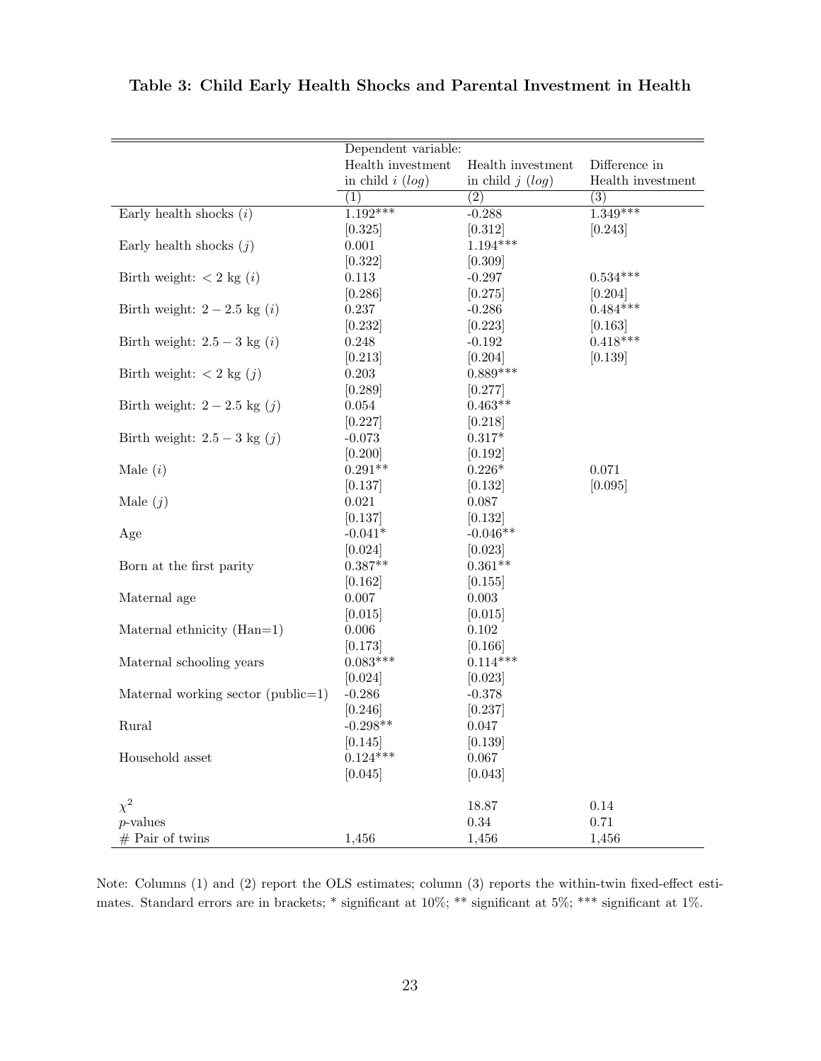## Table 3: Child Early Health Shocks and Parental Investment in Health

| | Dependent variable: Health investment in child $i$ (*log*) | Health investment in child $j$ (*log*) | Difference in Health investment |
|---|---|---|---|
| | (1) | (2) | (3) |
| Early health shocks ($i$) | 1.192*** | -0.288 | 1.349*** |
| | [0.325] | [0.312] | [0.243] |
| Early health shocks ($j$) | 0.001 | 1.194*** | |
| | [0.322] | [0.309] | |
| Birth weight: $< 2$ kg ($i$) | 0.113 | -0.297 | 0.534*** |
| | [0.286] | [0.275] | [0.204] |
| Birth weight: $2-2.5$ kg ($i$) | 0.237 | -0.286 | 0.484*** |
| | [0.232] | [0.223] | [0.163] |
| Birth weight: $2.5-3$ kg ($i$) | 0.248 | -0.192 | 0.418*** |
| | [0.213] | [0.204] | [0.139] |
| Birth weight: $< 2$ kg ($j$) | 0.203 | 0.889*** | |
| | [0.289] | [0.277] | |
| Birth weight: $2-2.5$ kg ($j$) | 0.054 | 0.463** | |
| | [0.227] | [0.218] | |
| Birth weight: $2.5-3$ kg ($j$) | -0.073 | 0.317* | |
| | [0.200] | [0.192] | |
| Male ($i$) | 0.291** | 0.226* | 0.071 |
| | [0.137] | [0.132] | [0.095] |
| Male ($j$) | 0.021 | 0.087 | |
| | [0.137] | [0.132] | |
| Age | -0.041* | -0.046** | |
| | [0.024] | [0.023] | |
| Born at the first parity | 0.387** | 0.361** | |
| | [0.162] | [0.155] | |
| Maternal age | 0.007 | 0.003 | |
| | [0.015] | [0.015] | |
| Maternal ethnicity (Han=1) | 0.006 | 0.102 | |
| | [0.173] | [0.166] | |
| Maternal schooling years | 0.083*** | 0.114*** | |
| | [0.024] | [0.023] | |
| Maternal working sector (public=1) | -0.286 | -0.378 | |
| | [0.246] | [0.237] | |
| Rural | -0.298** | 0.047 | |
| | [0.145] | [0.139] | |
| Household asset | 0.124*** | 0.067 | |
| | [0.045] | [0.043] | |
| $\chi^2$ | | 18.87 | 0.14 |
| $p$-values | | 0.34 | 0.71 |
| # Pair of twins | 1,456 | 1,456 | 1,456 |

Note: Columns (1) and (2) report the OLS estimates; column (3) reports the within-twin fixed-effect estimates. Standard errors are in brackets; * significant at 10%; ** significant at 5%; *** significant at 1%.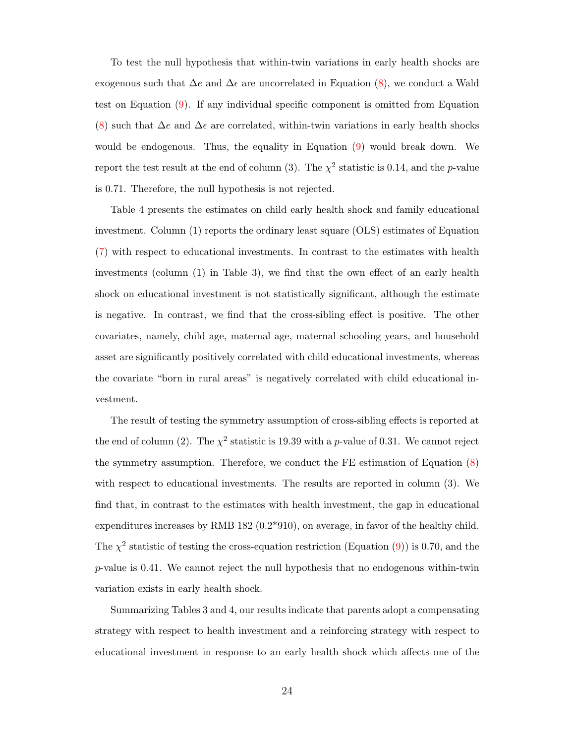To test the null hypothesis that within-twin variations in early health shocks are exogenous such that $\Delta e$ and $\Delta \epsilon$ are uncorrelated in Equation (8), we conduct a Wald test on Equation (9). If any individual specific component is omitted from Equation (8) such that $\Delta e$ and $\Delta \epsilon$ are correlated, within-twin variations in early health shocks would be endogenous. Thus, the equality in Equation (9) would break down. We report the test result at the end of column (3). The $\chi^2$ statistic is 0.14, and the $p$-value is 0.71. Therefore, the null hypothesis is not rejected.

Table 4 presents the estimates on child early health shock and family educational investment. Column (1) reports the ordinary least square (OLS) estimates of Equation (7) with respect to educational investments. In contrast to the estimates with health investments (column (1) in Table 3), we find that the own effect of an early health shock on educational investment is not statistically significant, although the estimate is negative. In contrast, we find that the cross-sibling effect is positive. The other covariates, namely, child age, maternal age, maternal schooling years, and household asset are significantly positively correlated with child educational investments, whereas the covariate "born in rural areas" is negatively correlated with child educational investment.

The result of testing the symmetry assumption of cross-sibling effects is reported at the end of column (2). The $\chi^2$ statistic is 19.39 with a $p$-value of 0.31. We cannot reject the symmetry assumption. Therefore, we conduct the FE estimation of Equation (8) with respect to educational investments. The results are reported in column (3). We find that, in contrast to the estimates with health investment, the gap in educational expenditures increases by RMB 182 (0.2*910), on average, in favor of the healthy child. The $\chi^2$ statistic of testing the cross-equation restriction (Equation (9)) is 0.70, and the $p$-value is 0.41. We cannot reject the null hypothesis that no endogenous within-twin variation exists in early health shock.

Summarizing Tables 3 and 4, our results indicate that parents adopt a compensating strategy with respect to health investment and a reinforcing strategy with respect to educational investment in response to an early health shock which affects one of the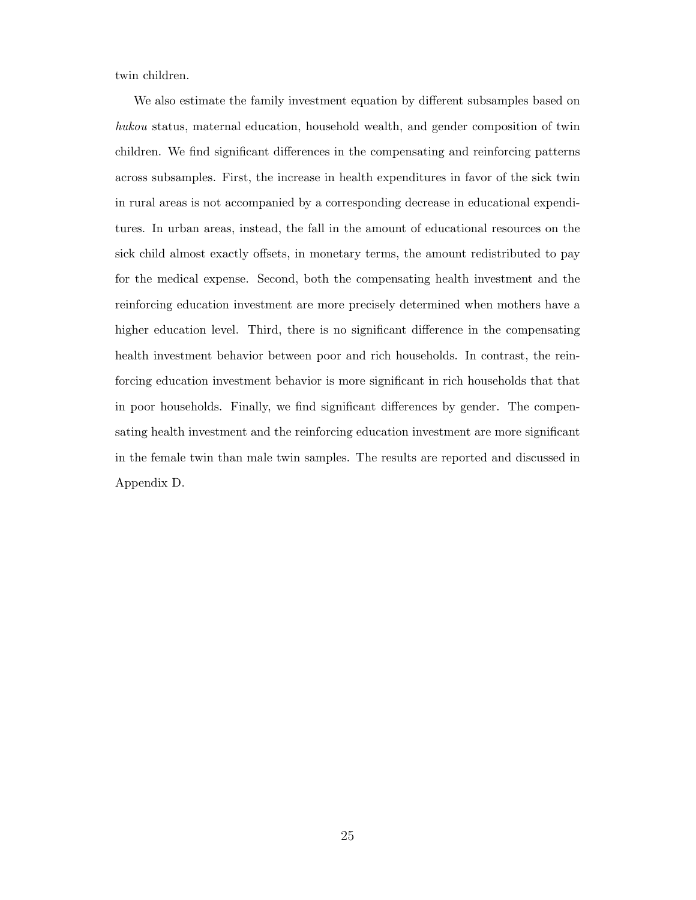twin children.

We also estimate the family investment equation by different subsamples based on *hukou* status, maternal education, household wealth, and gender composition of twin children. We find significant differences in the compensating and reinforcing patterns across subsamples. First, the increase in health expenditures in favor of the sick twin in rural areas is not accompanied by a corresponding decrease in educational expenditures. In urban areas, instead, the fall in the amount of educational resources on the sick child almost exactly offsets, in monetary terms, the amount redistributed to pay for the medical expense. Second, both the compensating health investment and the reinforcing education investment are more precisely determined when mothers have a higher education level. Third, there is no significant difference in the compensating health investment behavior between poor and rich households. In contrast, the reinforcing education investment behavior is more significant in rich households that that in poor households. Finally, we find significant differences by gender. The compensating health investment and the reinforcing education investment are more significant in the female twin than male twin samples. The results are reported and discussed in Appendix D.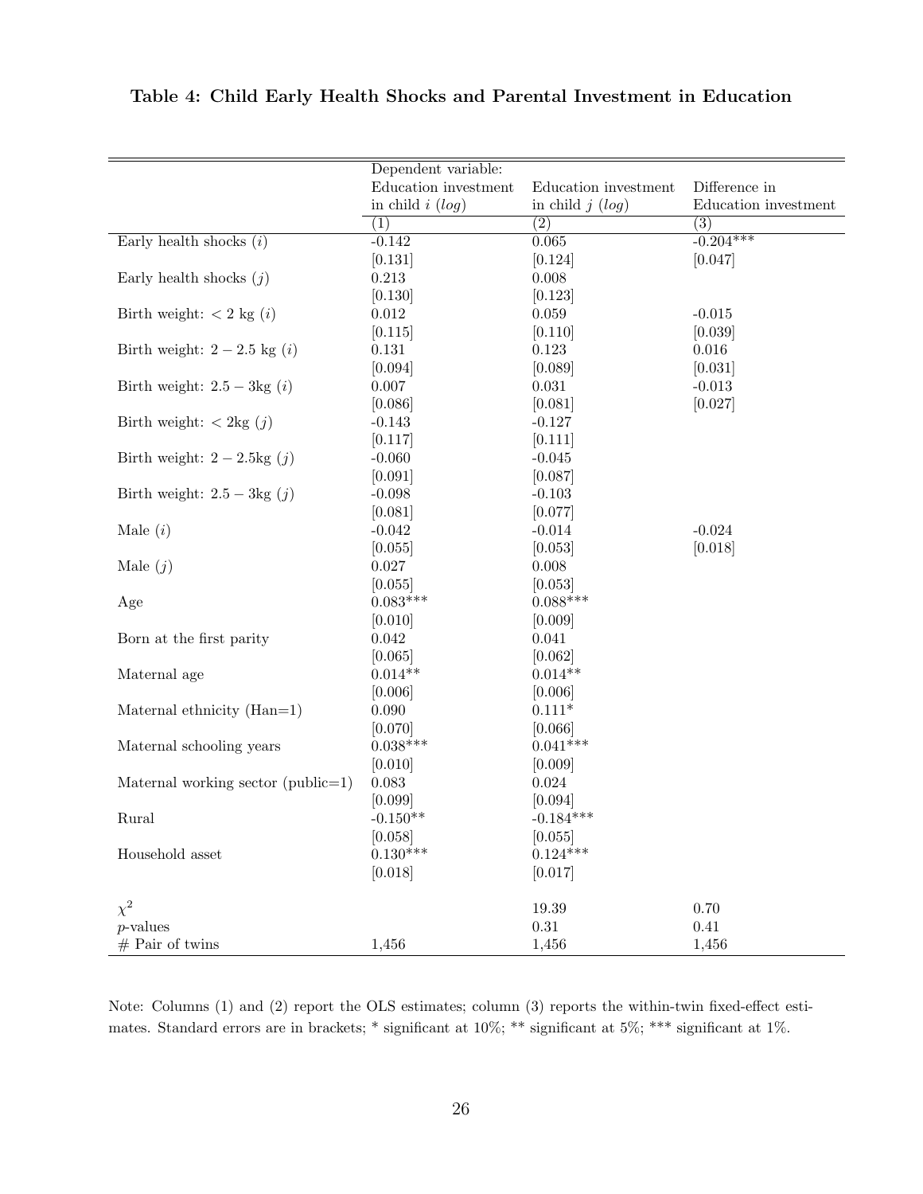## Table 4: Child Early Health Shocks and Parental Investment in Education

| | Dependent variable: Education investment in child $i$ ($log$) | Education investment in child $j$ ($log$) | Difference in Education investment |
|---|---|---|---|
| | (1) | (2) | (3) |
| Early health shocks ($i$) | -0.142 | 0.065 | -0.204*** |
| | [0.131] | [0.124] | [0.047] |
| Early health shocks ($j$) | 0.213 | 0.008 | |
| | [0.130] | [0.123] | |
| Birth weight: $< 2$ kg ($i$) | 0.012 | 0.059 | -0.015 |
| | [0.115] | [0.110] | [0.039] |
| Birth weight: $2 - 2.5$ kg ($i$) | 0.131 | 0.123 | 0.016 |
| | [0.094] | [0.089] | [0.031] |
| Birth weight: $2.5 - 3$kg ($i$) | 0.007 | 0.031 | -0.013 |
| | [0.086] | [0.081] | [0.027] |
| Birth weight: $< 2$kg ($j$) | -0.143 | -0.127 | |
| | [0.117] | [0.111] | |
| Birth weight: $2 - 2.5$kg ($j$) | -0.060 | -0.045 | |
| | [0.091] | [0.087] | |
| Birth weight: $2.5 - 3$kg ($j$) | -0.098 | -0.103 | |
| | [0.081] | [0.077] | |
| Male ($i$) | -0.042 | -0.014 | -0.024 |
| | [0.055] | [0.053] | [0.018] |
| Male ($j$) | 0.027 | 0.008 | |
| | [0.055] | [0.053] | |
| Age | 0.083*** | 0.088*** | |
| | [0.010] | [0.009] | |
| Born at the first parity | 0.042 | 0.041 | |
| | [0.065] | [0.062] | |
| Maternal age | 0.014** | 0.014** | |
| | [0.006] | [0.006] | |
| Maternal ethnicity (Han=1) | 0.090 | 0.111* | |
| | [0.070] | [0.066] | |
| Maternal schooling years | 0.038*** | 0.041*** | |
| | [0.010] | [0.009] | |
| Maternal working sector (public=1) | 0.083 | 0.024 | |
| | [0.099] | [0.094] | |
| Rural | -0.150** | -0.184*** | |
| | [0.058] | [0.055] | |
| Household asset | 0.130*** | 0.124*** | |
| | [0.018] | [0.017] | |
| $\chi^2$ | | 19.39 | 0.70 |
| $p$-values | | 0.31 | 0.41 |
| # Pair of twins | 1,456 | 1,456 | 1,456 |

Note: Columns (1) and (2) report the OLS estimates; column (3) reports the within-twin fixed-effect estimates. Standard errors are in brackets; * significant at 10%; ** significant at 5%; *** significant at 1%.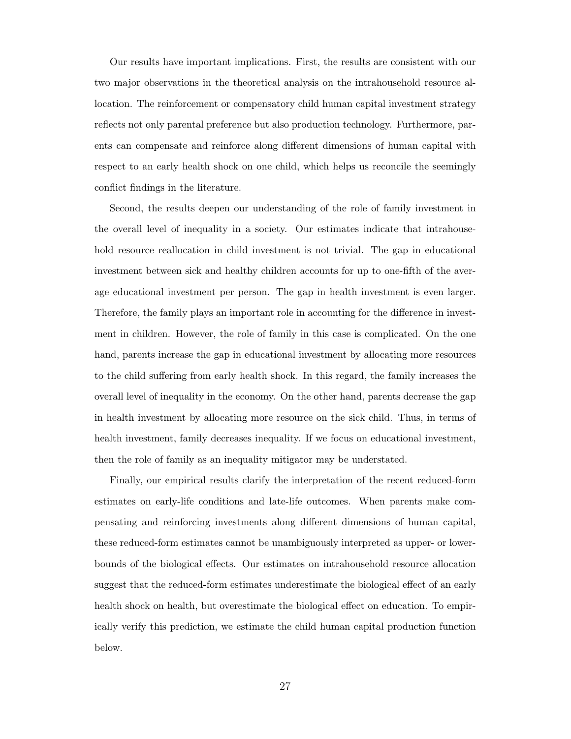Our results have important implications. First, the results are consistent with our two major observations in the theoretical analysis on the intrahousehold resource allocation. The reinforcement or compensatory child human capital investment strategy reflects not only parental preference but also production technology. Furthermore, parents can compensate and reinforce along different dimensions of human capital with respect to an early health shock on one child, which helps us reconcile the seemingly conflict findings in the literature.

Second, the results deepen our understanding of the role of family investment in the overall level of inequality in a society. Our estimates indicate that intrahousehold resource reallocation in child investment is not trivial. The gap in educational investment between sick and healthy children accounts for up to one-fifth of the average educational investment per person. The gap in health investment is even larger. Therefore, the family plays an important role in accounting for the difference in investment in children. However, the role of family in this case is complicated. On the one hand, parents increase the gap in educational investment by allocating more resources to the child suffering from early health shock. In this regard, the family increases the overall level of inequality in the economy. On the other hand, parents decrease the gap in health investment by allocating more resource on the sick child. Thus, in terms of health investment, family decreases inequality. If we focus on educational investment, then the role of family as an inequality mitigator may be understated.

Finally, our empirical results clarify the interpretation of the recent reduced-form estimates on early-life conditions and late-life outcomes. When parents make compensating and reinforcing investments along different dimensions of human capital, these reduced-form estimates cannot be unambiguously interpreted as upper- or lower-bounds of the biological effects. Our estimates on intrahousehold resource allocation suggest that the reduced-form estimates underestimate the biological effect of an early health shock on health, but overestimate the biological effect on education. To empirically verify this prediction, we estimate the child human capital production function below.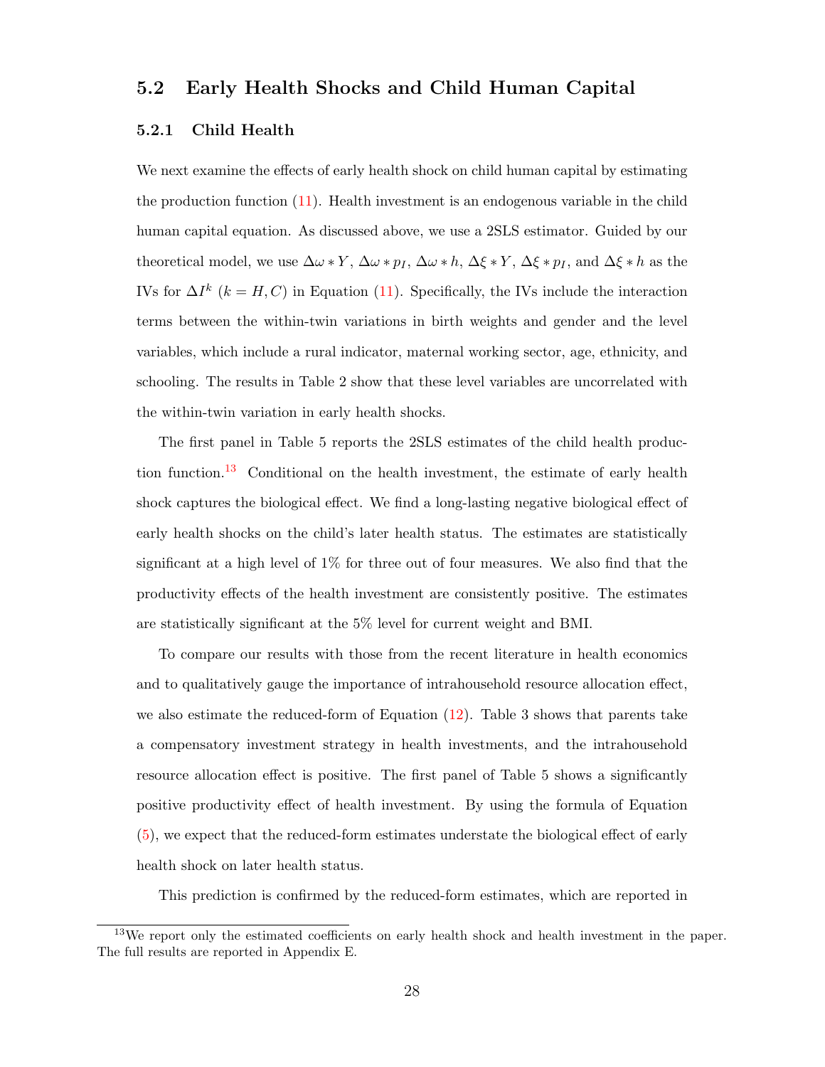## 5.2 Early Health Shocks and Child Human Capital

### 5.2.1 Child Health

We next examine the effects of early health shock on child human capital by estimating the production function (11). Health investment is an endogenous variable in the child human capital equation. As discussed above, we use a 2SLS estimator. Guided by our theoretical model, we use $\Delta\omega * Y$, $\Delta\omega * p_I$, $\Delta\omega * h$, $\Delta\xi * Y$, $\Delta\xi * p_I$, and $\Delta\xi * h$ as the IVs for $\Delta I^k$ ($k = H, C$) in Equation (11). Specifically, the IVs include the interaction terms between the within-twin variations in birth weights and gender and the level variables, which include a rural indicator, maternal working sector, age, ethnicity, and schooling. The results in Table 2 show that these level variables are uncorrelated with the within-twin variation in early health shocks.

The first panel in Table 5 reports the 2SLS estimates of the child health production function.[13] Conditional on the health investment, the estimate of early health shock captures the biological effect. We find a long-lasting negative biological effect of early health shocks on the child's later health status. The estimates are statistically significant at a high level of 1% for three out of four measures. We also find that the productivity effects of the health investment are consistently positive. The estimates are statistically significant at the 5% level for current weight and BMI.

To compare our results with those from the recent literature in health economics and to qualitatively gauge the importance of intrahousehold resource allocation effect, we also estimate the reduced-form of Equation (12). Table 3 shows that parents take a compensatory investment strategy in health investments, and the intrahousehold resource allocation effect is positive. The first panel of Table 5 shows a significantly positive productivity effect of health investment. By using the formula of Equation (5), we expect that the reduced-form estimates understate the biological effect of early health shock on later health status.

This prediction is confirmed by the reduced-form estimates, which are reported in

[13] We report only the estimated coefficients on early health shock and health investment in the paper. The full results are reported in Appendix E.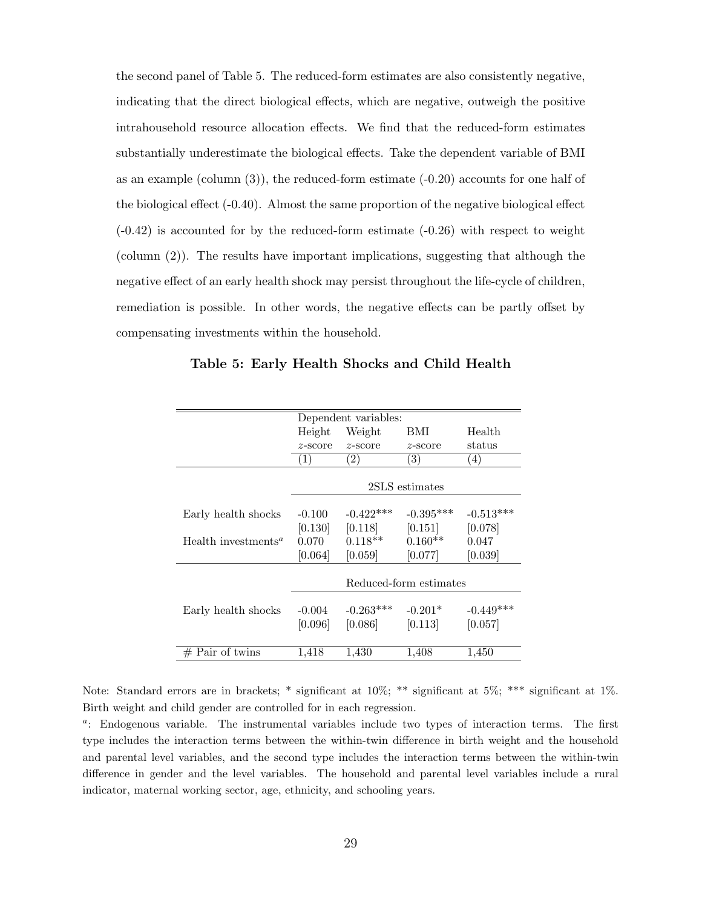the second panel of Table 5. The reduced-form estimates are also consistently negative, indicating that the direct biological effects, which are negative, outweigh the positive intrahousehold resource allocation effects. We find that the reduced-form estimates substantially underestimate the biological effects. Take the dependent variable of BMI as an example (column (3)), the reduced-form estimate (-0.20) accounts for one half of the biological effect (-0.40). Almost the same proportion of the negative biological effect (-0.42) is accounted for by the reduced-form estimate (-0.26) with respect to weight (column (2)). The results have important implications, suggesting that although the negative effect of an early health shock may persist throughout the life-cycle of children, remediation is possible. In other words, the negative effects can be partly offset by compensating investments within the household.

**Table 5: Early Health Shocks and Child Health**

| | Dependent variables: | | | |
|---|---|---|---|---|
| | Height $z$-score | Weight $z$-score | BMI $z$-score | Health status |
| | (1) | (2) | (3) | (4) |
| | 2SLS estimates | | | |
| Early health shocks | -0.100 | -0.422*** | -0.395*** | -0.513*** |
| | [0.130] | [0.118] | [0.151] | [0.078] |
| Health investments[a] | 0.070 | 0.118** | 0.160** | 0.047 |
| | [0.064] | [0.059] | [0.077] | [0.039] |
| | Reduced-form estimates | | | |
| Early health shocks | -0.004 | -0.263*** | -0.201* | -0.449*** |
| | [0.096] | [0.086] | [0.113] | [0.057] |
| # Pair of twins | 1,418 | 1,430 | 1,408 | 1,450 |

Note: Standard errors are in brackets; * significant at 10%; ** significant at 5%; *** significant at 1%. Birth weight and child gender are controlled for in each regression.

[a]: Endogenous variable. The instrumental variables include two types of interaction terms. The first type includes the interaction terms between the within-twin difference in birth weight and the household and parental level variables, and the second type includes the interaction terms between the within-twin difference in gender and the level variables. The household and parental level variables include a rural indicator, maternal working sector, age, ethnicity, and schooling years.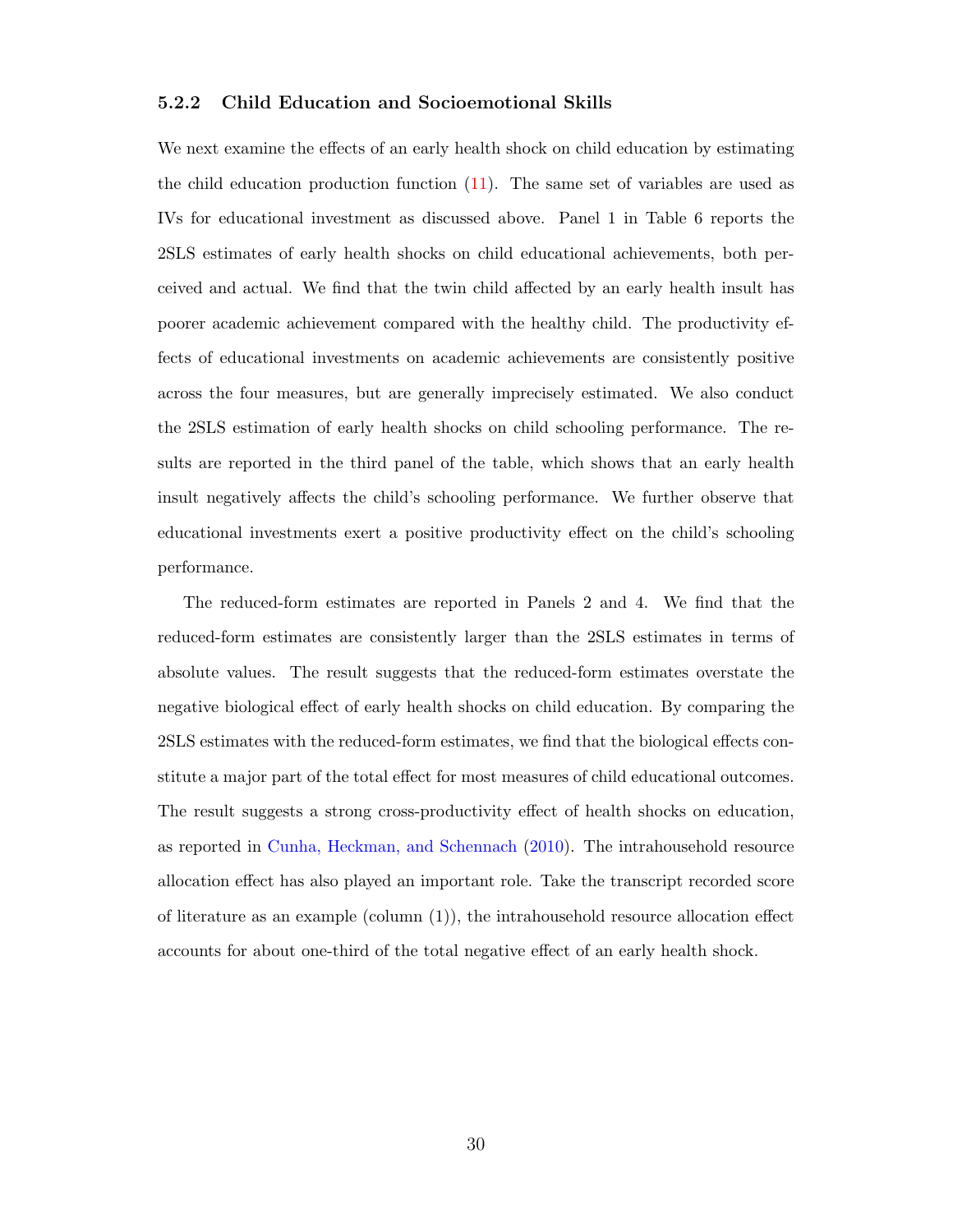### 5.2.2 Child Education and Socioemotional Skills

We next examine the effects of an early health shock on child education by estimating the child education production function (11). The same set of variables are used as IVs for educational investment as discussed above. Panel 1 in Table 6 reports the 2SLS estimates of early health shocks on child educational achievements, both perceived and actual. We find that the twin child affected by an early health insult has poorer academic achievement compared with the healthy child. The productivity effects of educational investments on academic achievements are consistently positive across the four measures, but are generally imprecisely estimated. We also conduct the 2SLS estimation of early health shocks on child schooling performance. The results are reported in the third panel of the table, which shows that an early health insult negatively affects the child's schooling performance. We further observe that educational investments exert a positive productivity effect on the child's schooling performance.

The reduced-form estimates are reported in Panels 2 and 4. We find that the reduced-form estimates are consistently larger than the 2SLS estimates in terms of absolute values. The result suggests that the reduced-form estimates overstate the negative biological effect of early health shocks on child education. By comparing the 2SLS estimates with the reduced-form estimates, we find that the biological effects constitute a major part of the total effect for most measures of child educational outcomes. The result suggests a strong cross-productivity effect of health shocks on education, as reported in Cunha, Heckman, and Schennach (2010). The intrahousehold resource allocation effect has also played an important role. Take the transcript recorded score of literature as an example (column (1)), the intrahousehold resource allocation effect accounts for about one-third of the total negative effect of an early health shock.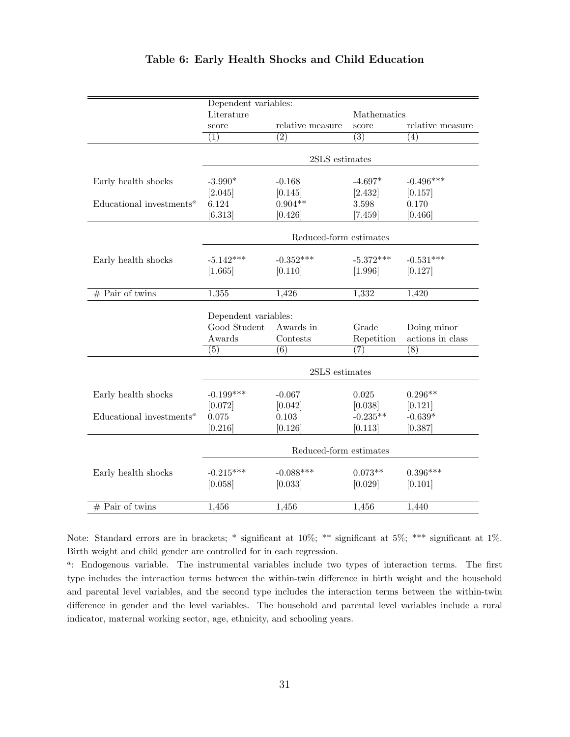**Table 6: Early Health Shocks and Child Education**

| | Dependent variables: | | | |
|---|---|---|---|---|
| | Literature | | Mathematics | |
| | score | relative measure | score | relative measure |
| | (1) | (2) | (3) | (4) |
| | 2SLS estimates | | | |
| Early health shocks | -3.990* | -0.168 | -4.697* | -0.496*** |
| | [2.045] | [0.145] | [2.432] | [0.157] |
| Educational investments[a] | 6.124 | 0.904** | 3.598 | 0.170 |
| | [6.313] | [0.426] | [7.459] | [0.466] |
| | Reduced-form estimates | | | |
| Early health shocks | -5.142*** | -0.352*** | -5.372*** | -0.531*** |
| | [1.665] | [0.110] | [1.996] | [0.127] |
| # Pair of twins | 1,355 | 1,426 | 1,332 | 1,420 |

| | Dependent variables: | | | |
|---|---|---|---|---|
| | Good Student Awards | Awards in Contests | Grade Repetition | Doing minor actions in class |
| | (5) | (6) | (7) | (8) |
| | 2SLS estimates | | | |
| Early health shocks | -0.199*** | -0.067 | 0.025 | 0.296** |
| | [0.072] | [0.042] | [0.038] | [0.121] |
| Educational investments[a] | 0.075 | 0.103 | -0.235** | -0.639* |
| | [0.216] | [0.126] | [0.113] | [0.387] |
| | Reduced-form estimates | | | |
| Early health shocks | -0.215*** | -0.088*** | 0.073** | 0.396*** |
| | [0.058] | [0.033] | [0.029] | [0.101] |
| # Pair of twins | 1,456 | 1,456 | 1,456 | 1,440 |

Note: Standard errors are in brackets; * significant at 10%; ** significant at 5%; *** significant at 1%. Birth weight and child gender are controlled for in each regression.

[a]: Endogenous variable. The instrumental variables include two types of interaction terms. The first type includes the interaction terms between the within-twin difference in birth weight and the household and parental level variables, and the second type includes the interaction terms between the within-twin difference in gender and the level variables. The household and parental level variables include a rural indicator, maternal working sector, age, ethnicity, and schooling years.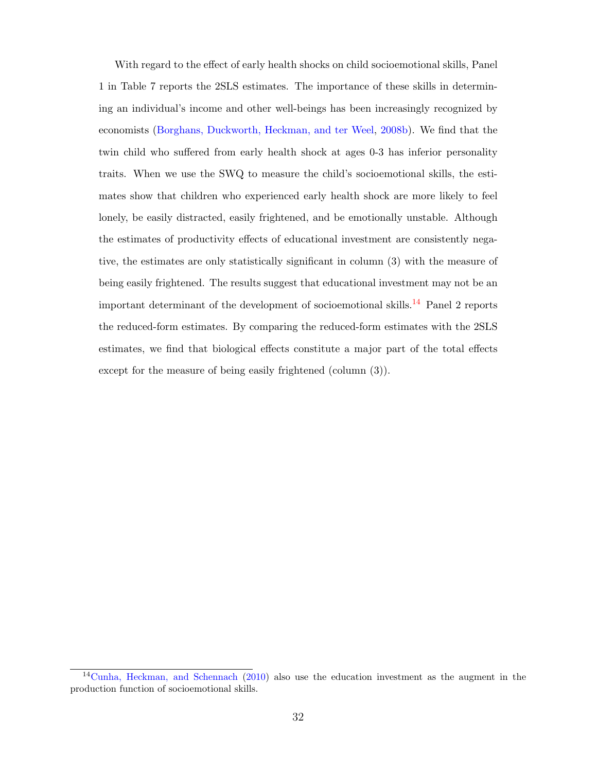With regard to the effect of early health shocks on child socioemotional skills, Panel 1 in Table 7 reports the 2SLS estimates. The importance of these skills in determining an individual's income and other well-beings has been increasingly recognized by economists (Borghans, Duckworth, Heckman, and ter Weel, 2008b). We find that the twin child who suffered from early health shock at ages 0-3 has inferior personality traits. When we use the SWQ to measure the child's socioemotional skills, the estimates show that children who experienced early health shock are more likely to feel lonely, be easily distracted, easily frightened, and be emotionally unstable. Although the estimates of productivity effects of educational investment are consistently negative, the estimates are only statistically significant in column (3) with the measure of being easily frightened. The results suggest that educational investment may not be an important determinant of the development of socioemotional skills.[14] Panel 2 reports the reduced-form estimates. By comparing the reduced-form estimates with the 2SLS estimates, we find that biological effects constitute a major part of the total effects except for the measure of being easily frightened (column (3)).

[14] Cunha, Heckman, and Schennach (2010) also use the education investment as the augment in the production function of socioemotional skills.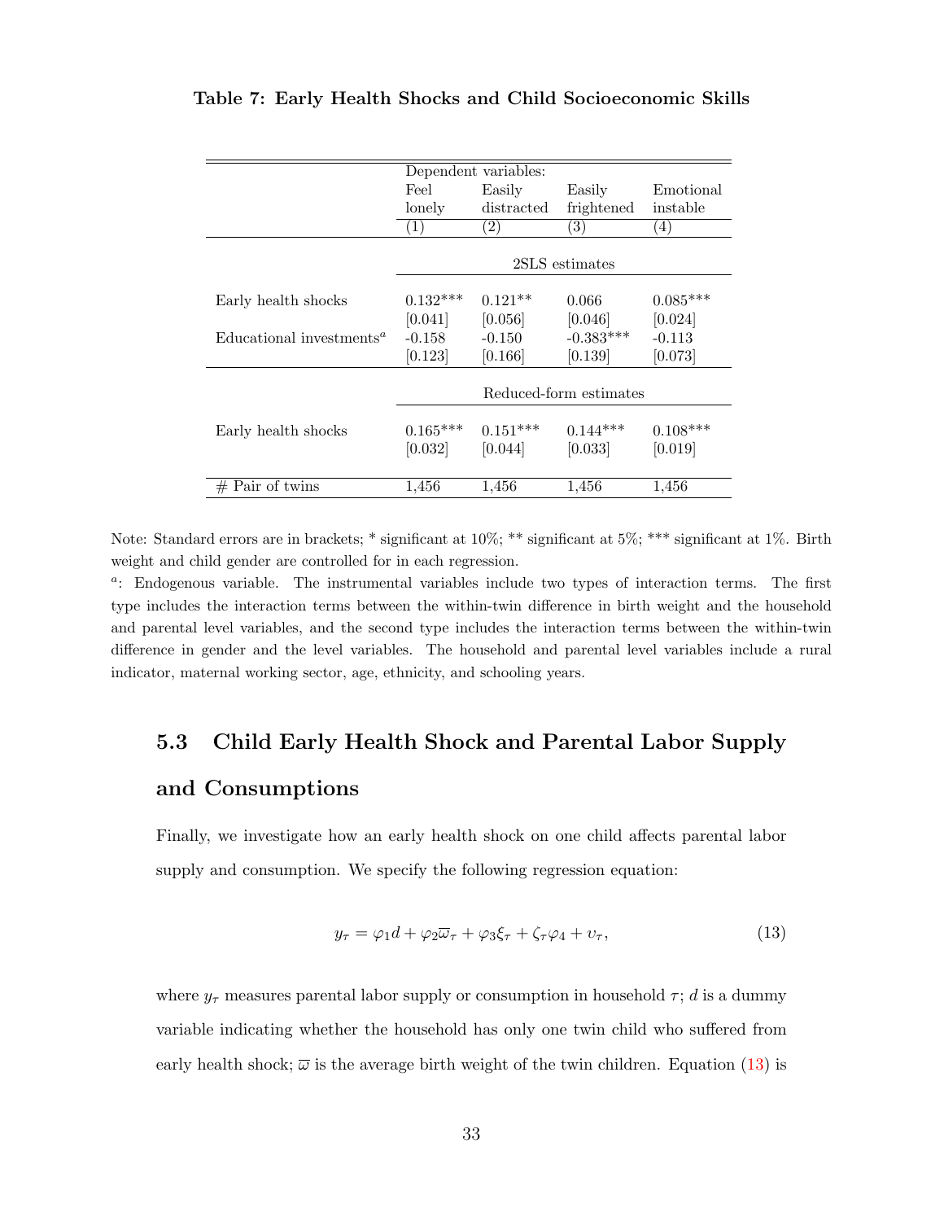**Table 7: Early Health Shocks and Child Socioeconomic Skills**

| | Dependent variables: | | | |
|---|---|---|---|---|
| | Feel lonely | Easily distracted | Easily frightened | Emotional instable |
| | (1) | (2) | (3) | (4) |
| | 2SLS estimates | | | |
| Early health shocks | 0.132*** | 0.121** | 0.066 | 0.085*** |
| | [0.041] | [0.056] | [0.046] | [0.024] |
| Educational investments[a] | -0.158 | -0.150 | -0.383*** | -0.113 |
| | [0.123] | [0.166] | [0.139] | [0.073] |
| | Reduced-form estimates | | | |
| Early health shocks | 0.165*** | 0.151*** | 0.144*** | 0.108*** |
| | [0.032] | [0.044] | [0.033] | [0.019] |
| # Pair of twins | 1,456 | 1,456 | 1,456 | 1,456 |

Note: Standard errors are in brackets; * significant at 10%; ** significant at 5%; *** significant at 1%. Birth weight and child gender are controlled for in each regression.

[a]: Endogenous variable. The instrumental variables include two types of interaction terms. The first type includes the interaction terms between the within-twin difference in birth weight and the household and parental level variables, and the second type includes the interaction terms between the within-twin difference in gender and the level variables. The household and parental level variables include a rural indicator, maternal working sector, age, ethnicity, and schooling years.

## 5.3 Child Early Health Shock and Parental Labor Supply and Consumptions

Finally, we investigate how an early health shock on one child affects parental labor supply and consumption. We specify the following regression equation:

$$y_\tau = \varphi_1 d + \varphi_2 \overline{\omega}_\tau + \varphi_3 \xi_\tau + \zeta_\tau \varphi_4 + \upsilon_\tau, \tag{13}$$

where $y_\tau$ measures parental labor supply or consumption in household $\tau$; $d$ is a dummy variable indicating whether the household has only one twin child who suffered from early health shock; $\overline{\omega}$ is the average birth weight of the twin children. Equation (13) is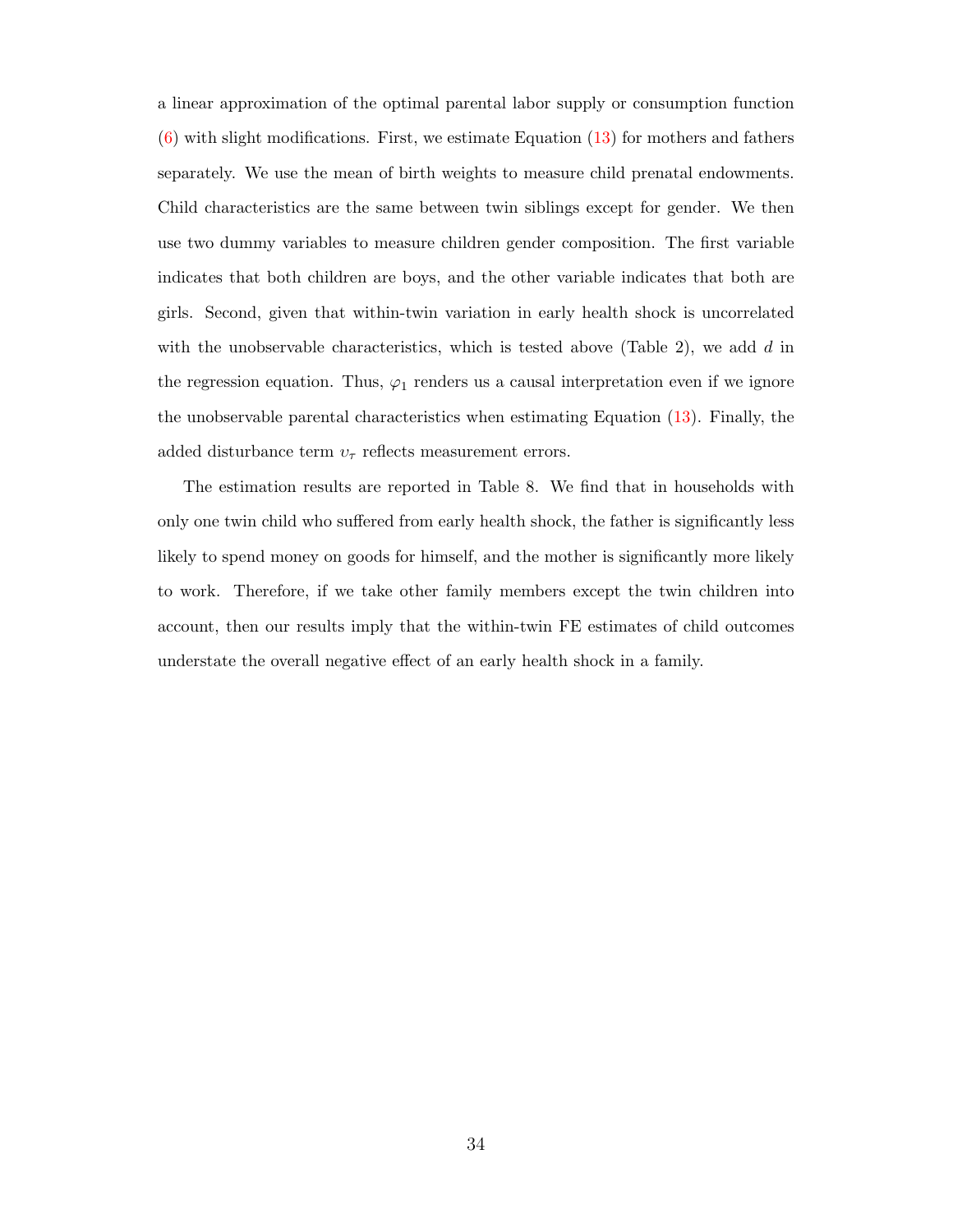a linear approximation of the optimal parental labor supply or consumption function (6) with slight modifications. First, we estimate Equation (13) for mothers and fathers separately. We use the mean of birth weights to measure child prenatal endowments. Child characteristics are the same between twin siblings except for gender. We then use two dummy variables to measure children gender composition. The first variable indicates that both children are boys, and the other variable indicates that both are girls. Second, given that within-twin variation in early health shock is uncorrelated with the unobservable characteristics, which is tested above (Table 2), we add $d$ in the regression equation. Thus, $\varphi_1$ renders us a causal interpretation even if we ignore the unobservable parental characteristics when estimating Equation (13). Finally, the added disturbance term $\upsilon_\tau$ reflects measurement errors.

The estimation results are reported in Table 8. We find that in households with only one twin child who suffered from early health shock, the father is significantly less likely to spend money on goods for himself, and the mother is significantly more likely to work. Therefore, if we take other family members except the twin children into account, then our results imply that the within-twin FE estimates of child outcomes understate the overall negative effect of an early health shock in a family.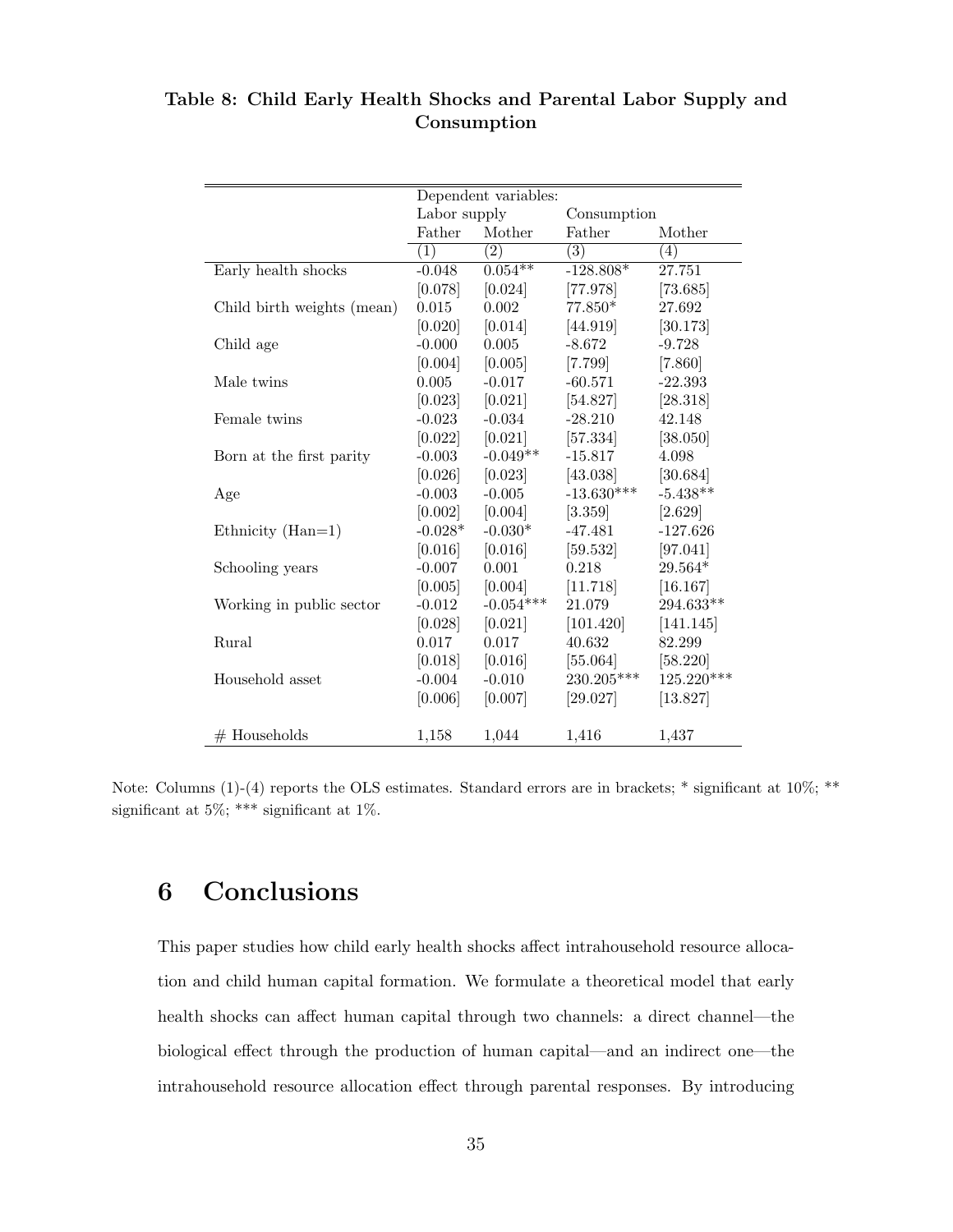**Table 8: Child Early Health Shocks and Parental Labor Supply and Consumption**

| | Dependent variables: | | | |
|---|---|---|---|---|
| | Labor supply | | Consumption | |
| | Father | Mother | Father | Mother |
| | (1) | (2) | (3) | (4) |
| Early health shocks | -0.048 | 0.054** | -128.808* | 27.751 |
| | [0.078] | [0.024] | [77.978] | [73.685] |
| Child birth weights (mean) | 0.015 | 0.002 | 77.850* | 27.692 |
| | [0.020] | [0.014] | [44.919] | [30.173] |
| Child age | -0.000 | 0.005 | -8.672 | -9.728 |
| | [0.004] | [0.005] | [7.799] | [7.860] |
| Male twins | 0.005 | -0.017 | -60.571 | -22.393 |
| | [0.023] | [0.021] | [54.827] | [28.318] |
| Female twins | -0.023 | -0.034 | -28.210 | 42.148 |
| | [0.022] | [0.021] | [57.334] | [38.050] |
| Born at the first parity | -0.003 | -0.049** | -15.817 | 4.098 |
| | [0.026] | [0.023] | [43.038] | [30.684] |
| Age | -0.003 | -0.005 | -13.630*** | -5.438** |
| | [0.002] | [0.004] | [3.359] | [2.629] |
| Ethnicity (Han=1) | -0.028* | -0.030* | -47.481 | -127.626 |
| | [0.016] | [0.016] | [59.532] | [97.041] |
| Schooling years | -0.007 | 0.001 | 0.218 | 29.564* |
| | [0.005] | [0.004] | [11.718] | [16.167] |
| Working in public sector | -0.012 | -0.054*** | 21.079 | 294.633** |
| | [0.028] | [0.021] | [101.420] | [141.145] |
| Rural | 0.017 | 0.017 | 40.632 | 82.299 |
| | [0.018] | [0.016] | [55.064] | [58.220] |
| Household asset | -0.004 | -0.010 | 230.205*** | 125.220*** |
| | [0.006] | [0.007] | [29.027] | [13.827] |
| # Households | 1,158 | 1,044 | 1,416 | 1,437 |

Note: Columns (1)-(4) reports the OLS estimates. Standard errors are in brackets; * significant at 10%; ** significant at 5%; *** significant at 1%.

# 6 Conclusions

This paper studies how child early health shocks affect intrahousehold resource allocation and child human capital formation. We formulate a theoretical model that early health shocks can affect human capital through two channels: a direct channel—the biological effect through the production of human capital—and an indirect one—the intrahousehold resource allocation effect through parental responses. By introducing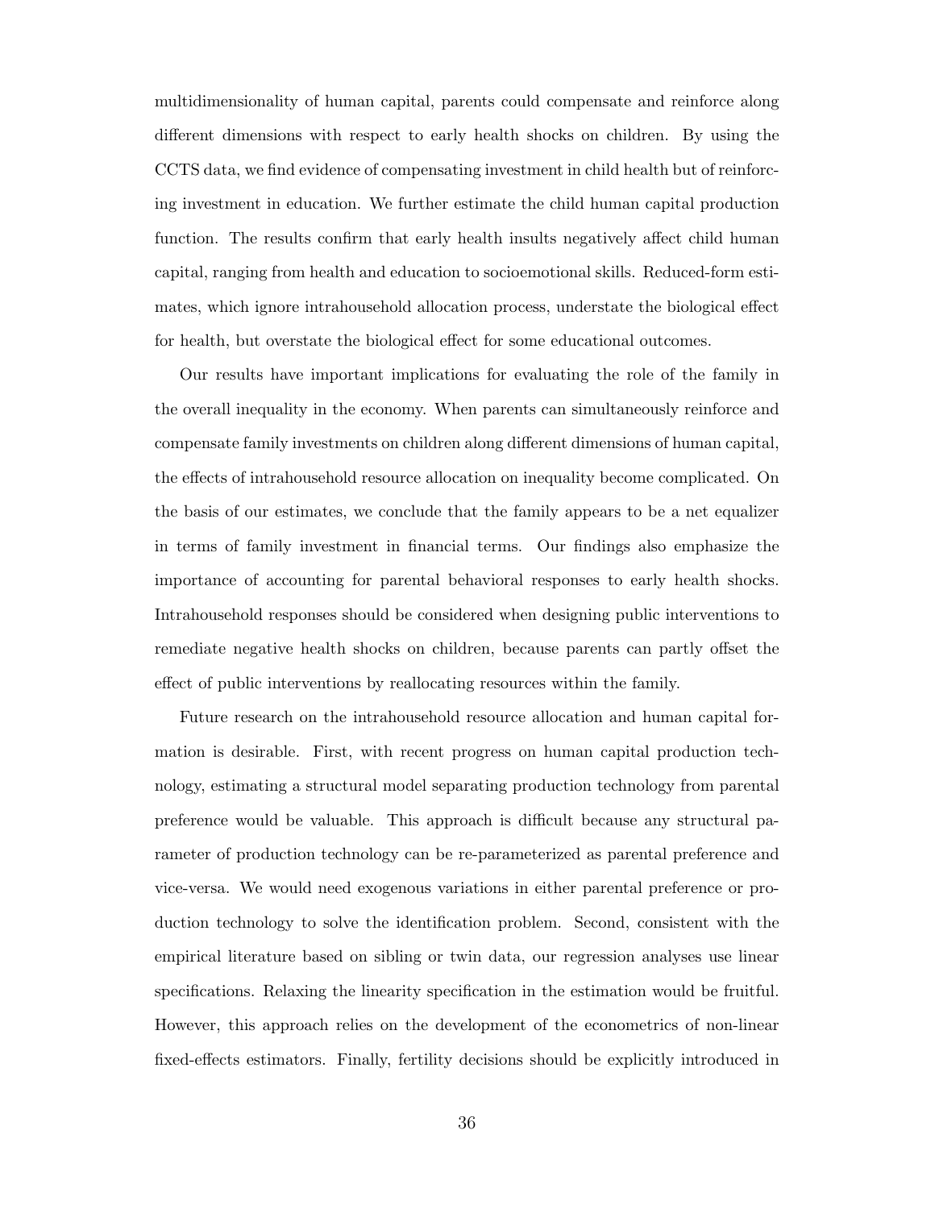multidimensionality of human capital, parents could compensate and reinforce along different dimensions with respect to early health shocks on children. By using the CCTS data, we find evidence of compensating investment in child health but of reinforcing investment in education. We further estimate the child human capital production function. The results confirm that early health insults negatively affect child human capital, ranging from health and education to socioemotional skills. Reduced-form estimates, which ignore intrahousehold allocation process, understate the biological effect for health, but overstate the biological effect for some educational outcomes.

Our results have important implications for evaluating the role of the family in the overall inequality in the economy. When parents can simultaneously reinforce and compensate family investments on children along different dimensions of human capital, the effects of intrahousehold resource allocation on inequality become complicated. On the basis of our estimates, we conclude that the family appears to be a net equalizer in terms of family investment in financial terms. Our findings also emphasize the importance of accounting for parental behavioral responses to early health shocks. Intrahousehold responses should be considered when designing public interventions to remediate negative health shocks on children, because parents can partly offset the effect of public interventions by reallocating resources within the family.

Future research on the intrahousehold resource allocation and human capital formation is desirable. First, with recent progress on human capital production technology, estimating a structural model separating production technology from parental preference would be valuable. This approach is difficult because any structural parameter of production technology can be re-parameterized as parental preference and vice-versa. We would need exogenous variations in either parental preference or production technology to solve the identification problem. Second, consistent with the empirical literature based on sibling or twin data, our regression analyses use linear specifications. Relaxing the linearity specification in the estimation would be fruitful. However, this approach relies on the development of the econometrics of non-linear fixed-effects estimators. Finally, fertility decisions should be explicitly introduced in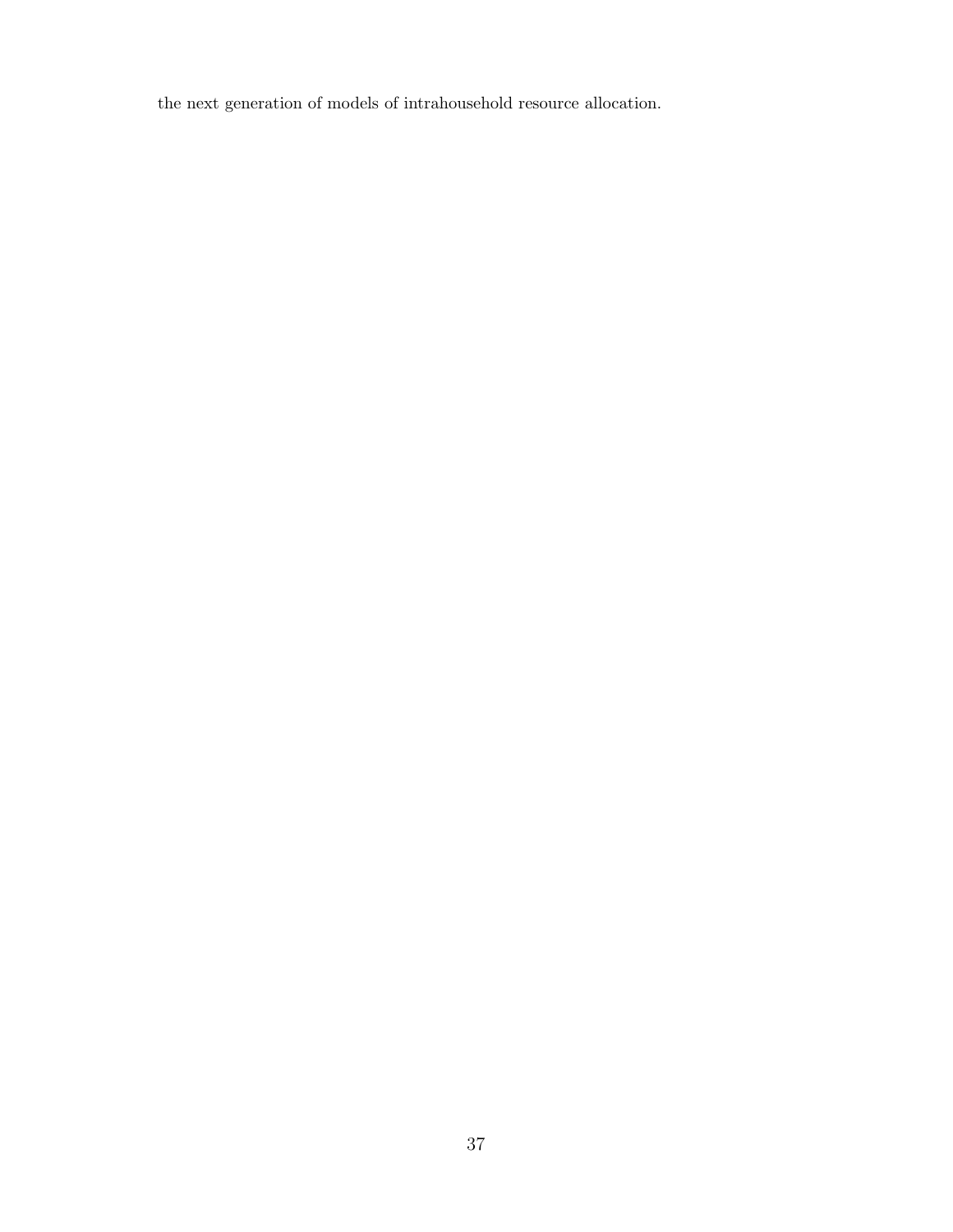the next generation of models of intrahousehold resource allocation.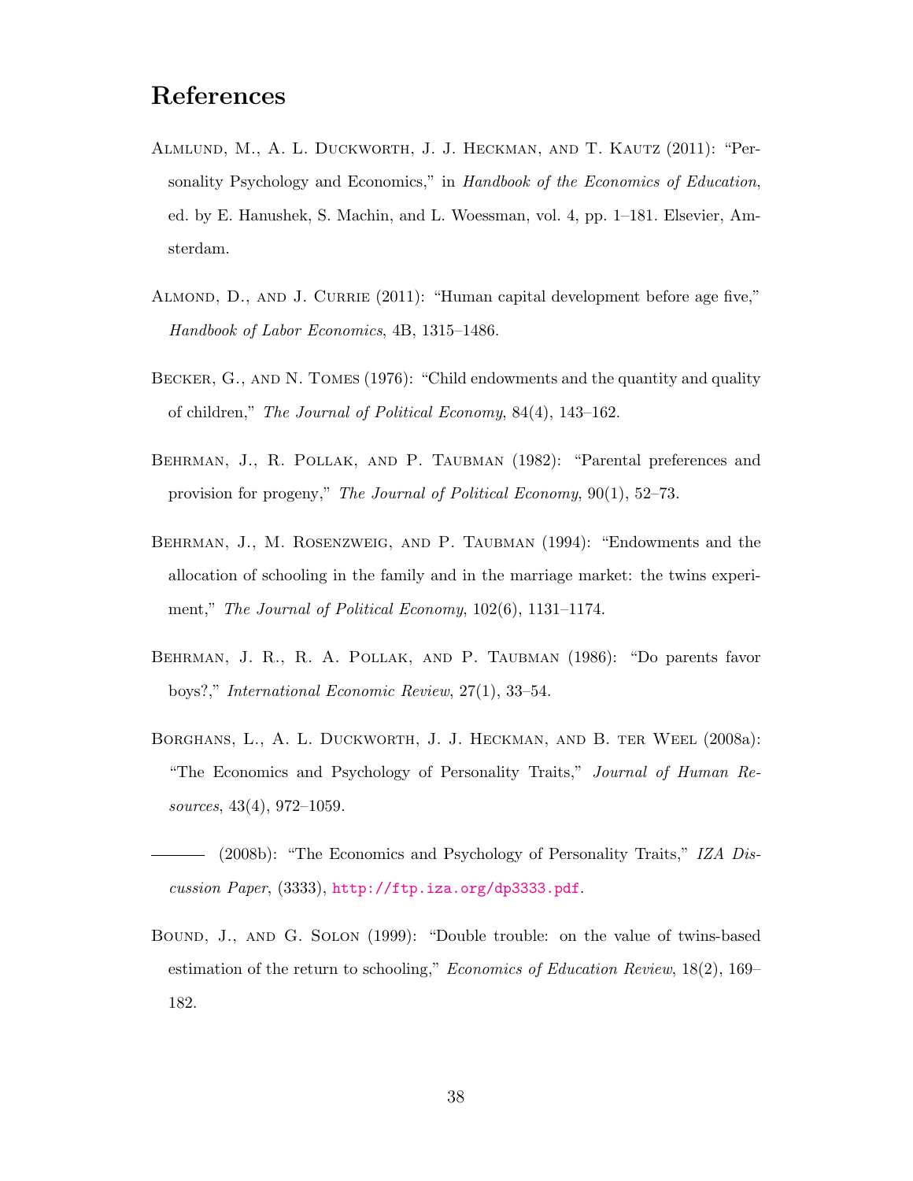# References

Almlund, M., A. L. Duckworth, J. J. Heckman, and T. Kautz (2011): "Personality Psychology and Economics," in *Handbook of the Economics of Education*, ed. by E. Hanushek, S. Machin, and L. Woessman, vol. 4, pp. 1–181. Elsevier, Amsterdam.

Almond, D., and J. Currie (2011): "Human capital development before age five," *Handbook of Labor Economics*, 4B, 1315–1486.

Becker, G., and N. Tomes (1976): "Child endowments and the quantity and quality of children," *The Journal of Political Economy*, 84(4), 143–162.

Behrman, J., R. Pollak, and P. Taubman (1982): "Parental preferences and provision for progeny," *The Journal of Political Economy*, 90(1), 52–73.

Behrman, J., M. Rosenzweig, and P. Taubman (1994): "Endowments and the allocation of schooling in the family and in the marriage market: the twins experiment," *The Journal of Political Economy*, 102(6), 1131–1174.

Behrman, J. R., R. A. Pollak, and P. Taubman (1986): "Do parents favor boys?," *International Economic Review*, 27(1), 33–54.

Borghans, L., A. L. Duckworth, J. J. Heckman, and B. ter Weel (2008a): "The Economics and Psychology of Personality Traits," *Journal of Human Resources*, 43(4), 972–1059.

——— (2008b): "The Economics and Psychology of Personality Traits," *IZA Discussion Paper*, (3333), http://ftp.iza.org/dp3333.pdf.

Bound, J., and G. Solon (1999): "Double trouble: on the value of twins-based estimation of the return to schooling," *Economics of Education Review*, 18(2), 169–182.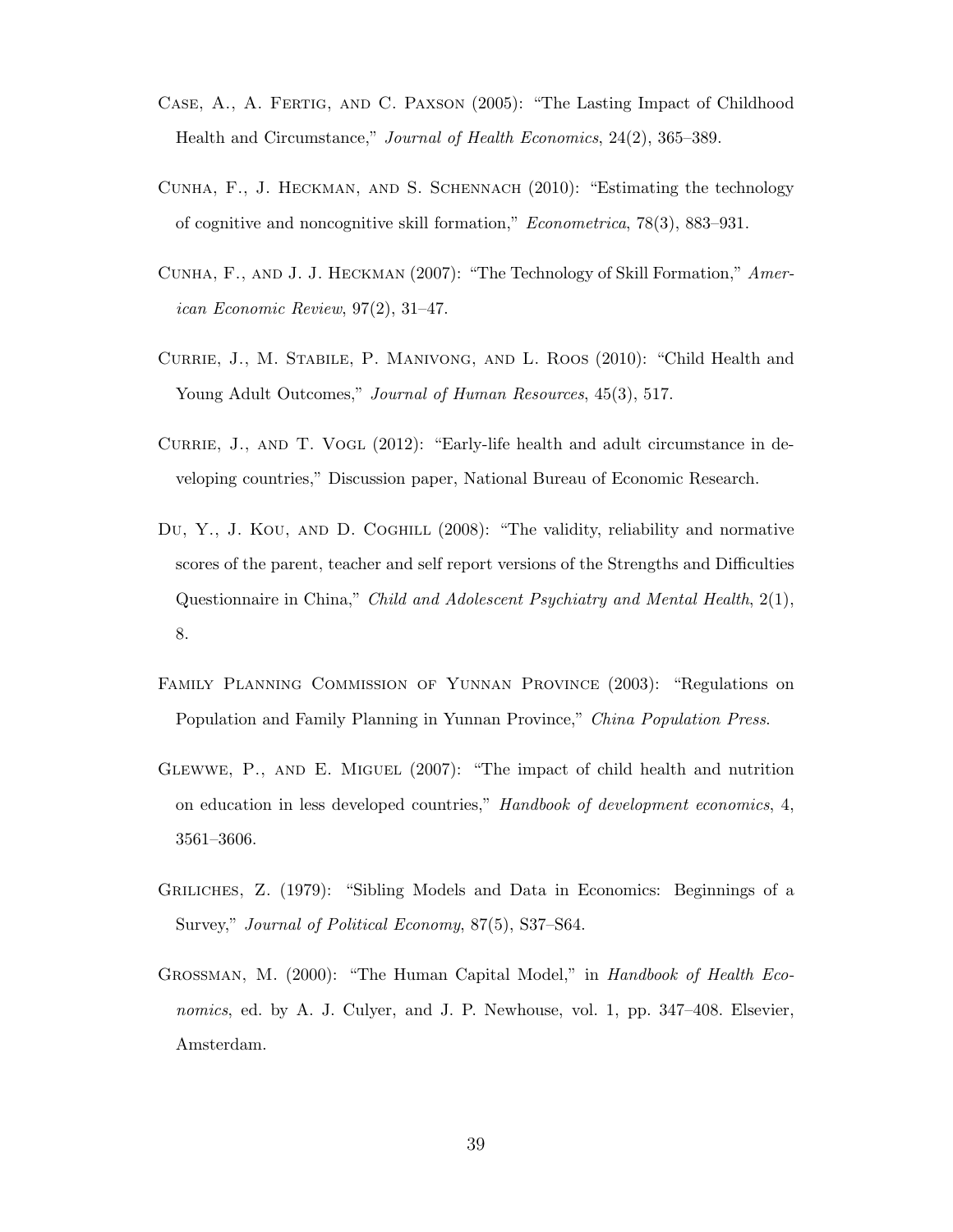Case, A., A. Fertig, and C. Paxson (2005): "The Lasting Impact of Childhood Health and Circumstance," *Journal of Health Economics*, 24(2), 365–389.

Cunha, F., J. Heckman, and S. Schennach (2010): "Estimating the technology of cognitive and noncognitive skill formation," *Econometrica*, 78(3), 883–931.

Cunha, F., and J. J. Heckman (2007): "The Technology of Skill Formation," *American Economic Review*, 97(2), 31–47.

Currie, J., M. Stabile, P. Manivong, and L. Roos (2010): "Child Health and Young Adult Outcomes," *Journal of Human Resources*, 45(3), 517.

Currie, J., and T. Vogl (2012): "Early-life health and adult circumstance in developing countries," Discussion paper, National Bureau of Economic Research.

Du, Y., J. Kou, and D. Coghill (2008): "The validity, reliability and normative scores of the parent, teacher and self report versions of the Strengths and Difficulties Questionnaire in China," *Child and Adolescent Psychiatry and Mental Health*, 2(1), 8.

Family Planning Commission of Yunnan Province (2003): "Regulations on Population and Family Planning in Yunnan Province," *China Population Press*.

Glewwe, P., and E. Miguel (2007): "The impact of child health and nutrition on education in less developed countries," *Handbook of development economics*, 4, 3561–3606.

Griliches, Z. (1979): "Sibling Models and Data in Economics: Beginnings of a Survey," *Journal of Political Economy*, 87(5), S37–S64.

Grossman, M. (2000): "The Human Capital Model," in *Handbook of Health Economics*, ed. by A. J. Culyer, and J. P. Newhouse, vol. 1, pp. 347–408. Elsevier, Amsterdam.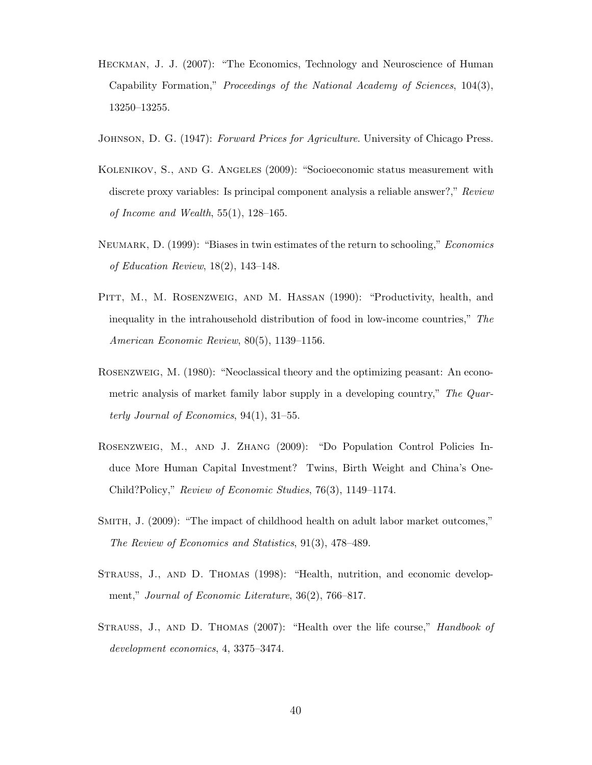Heckman, J. J. (2007): "The Economics, Technology and Neuroscience of Human Capability Formation," *Proceedings of the National Academy of Sciences*, 104(3), 13250–13255.

Johnson, D. G. (1947): *Forward Prices for Agriculture*. University of Chicago Press.

Kolenikov, S., and G. Angeles (2009): "Socioeconomic status measurement with discrete proxy variables: Is principal component analysis a reliable answer?," *Review of Income and Wealth*, 55(1), 128–165.

Neumark, D. (1999): "Biases in twin estimates of the return to schooling," *Economics of Education Review*, 18(2), 143–148.

Pitt, M., M. Rosenzweig, and M. Hassan (1990): "Productivity, health, and inequality in the intrahousehold distribution of food in low-income countries," *The American Economic Review*, 80(5), 1139–1156.

Rosenzweig, M. (1980): "Neoclassical theory and the optimizing peasant: An econometric analysis of market family labor supply in a developing country," *The Quarterly Journal of Economics*, 94(1), 31–55.

Rosenzweig, M., and J. Zhang (2009): "Do Population Control Policies Induce More Human Capital Investment? Twins, Birth Weight and China's One-Child?Policy," *Review of Economic Studies*, 76(3), 1149–1174.

Smith, J. (2009): "The impact of childhood health on adult labor market outcomes," *The Review of Economics and Statistics*, 91(3), 478–489.

Strauss, J., and D. Thomas (1998): "Health, nutrition, and economic development," *Journal of Economic Literature*, 36(2), 766–817.

Strauss, J., and D. Thomas (2007): "Health over the life course," *Handbook of development economics*, 4, 3375–3474.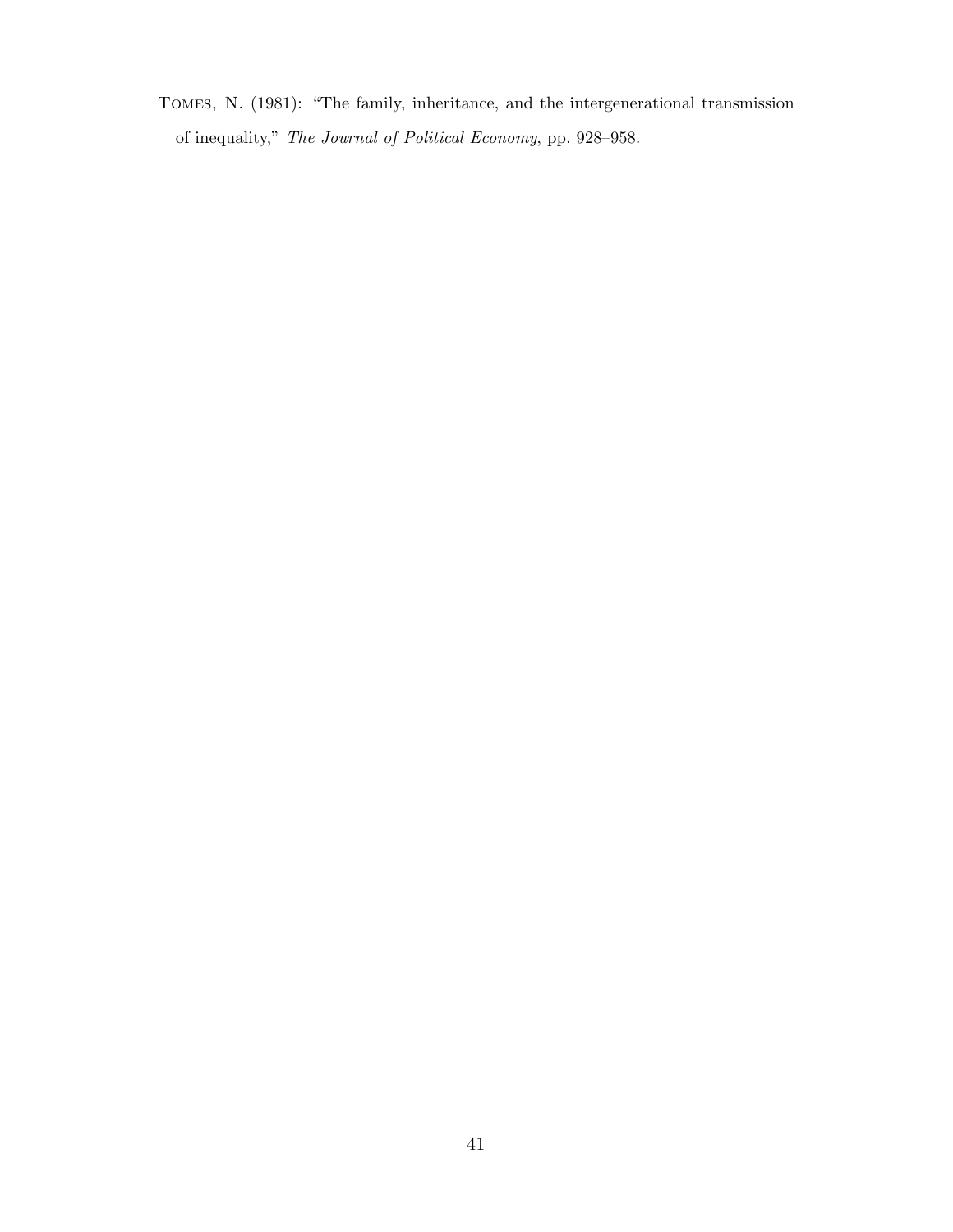Tomes, N. (1981): "The family, inheritance, and the intergenerational transmission of inequality," *The Journal of Political Economy*, pp. 928–958.